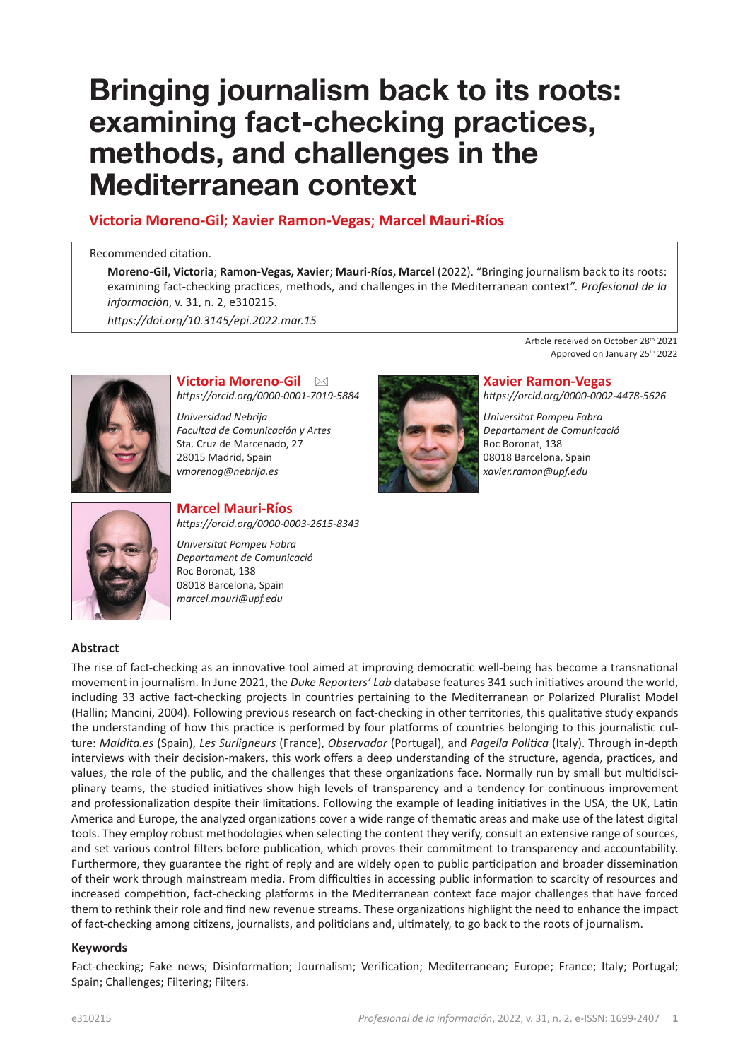# Bringing journalism back to its roots: examining fact-checking practices, methods, and challenges in the Mediterranean context

**Victoria Moreno-Gil; Xavier Ramon-Vegas; Marcel Mauri-Ríos**

Recommended citation.

**Moreno-Gil, Victoria**; **Ramon-Vegas, Xavier**; **Mauri-Ríos, Marcel** (2022). "Bringing journalism back to its roots: examining fact-checking practices, methods, and challenges in the Mediterranean context". *Profesional de la información*, v. 31, n. 2, e310215.

*https://doi.org/10.3145/epi.2022.mar.15*

Article received on October 28th 2021
Approved on January 25th 2022

**Victoria Moreno-Gil**
*https://orcid.org/0000-0001-7019-5884*

*Universidad Nebrija*
*Facultad de Comunicación y Artes*
Sta. Cruz de Marcenado, 27
28015 Madrid, Spain
*vmorenog@nebrija.es*

**Xavier Ramon-Vegas**
*https://orcid.org/0000-0002-4478-5626*

*Universitat Pompeu Fabra*
*Departament de Comunicació*
Roc Boronat, 138
08018 Barcelona, Spain
*xavier.ramon@upf.edu*

**Marcel Mauri-Ríos**
*https://orcid.org/0000-0003-2615-8343*

*Universitat Pompeu Fabra*
*Departament de Comunicació*
Roc Boronat, 138
08018 Barcelona, Spain
*marcel.mauri@upf.edu*

## Abstract

The rise of fact-checking as an innovative tool aimed at improving democratic well-being has become a transnational movement in journalism. In June 2021, the *Duke Reporters' Lab* database features 341 such initiatives around the world, including 33 active fact-checking projects in countries pertaining to the Mediterranean or Polarized Pluralist Model (Hallin; Mancini, 2004). Following previous research on fact-checking in other territories, this qualitative study expands the understanding of how this practice is performed by four platforms of countries belonging to this journalistic culture: *Maldita.es* (Spain), *Les Surligneurs* (France), *Observador* (Portugal), and *Pagella Politica* (Italy). Through in-depth interviews with their decision-makers, this work offers a deep understanding of the structure, agenda, practices, and values, the role of the public, and the challenges that these organizations face. Normally run by small but multidisciplinary teams, the studied initiatives show high levels of transparency and a tendency for continuous improvement and professionalization despite their limitations. Following the example of leading initiatives in the USA, the UK, Latin America and Europe, the analyzed organizations cover a wide range of thematic areas and make use of the latest digital tools. They employ robust methodologies when selecting the content they verify, consult an extensive range of sources, and set various control filters before publication, which proves their commitment to transparency and accountability. Furthermore, they guarantee the right of reply and are widely open to public participation and broader dissemination of their work through mainstream media. From difficulties in accessing public information to scarcity of resources and increased competition, fact-checking platforms in the Mediterranean context face major challenges that have forced them to rethink their role and find new revenue streams. These organizations highlight the need to enhance the impact of fact-checking among citizens, journalists, and politicians and, ultimately, to go back to the roots of journalism.

## Keywords

Fact-checking; Fake news; Disinformation; Journalism; Verification; Mediterranean; Europe; France; Italy; Portugal; Spain; Challenges; Filtering; Filters.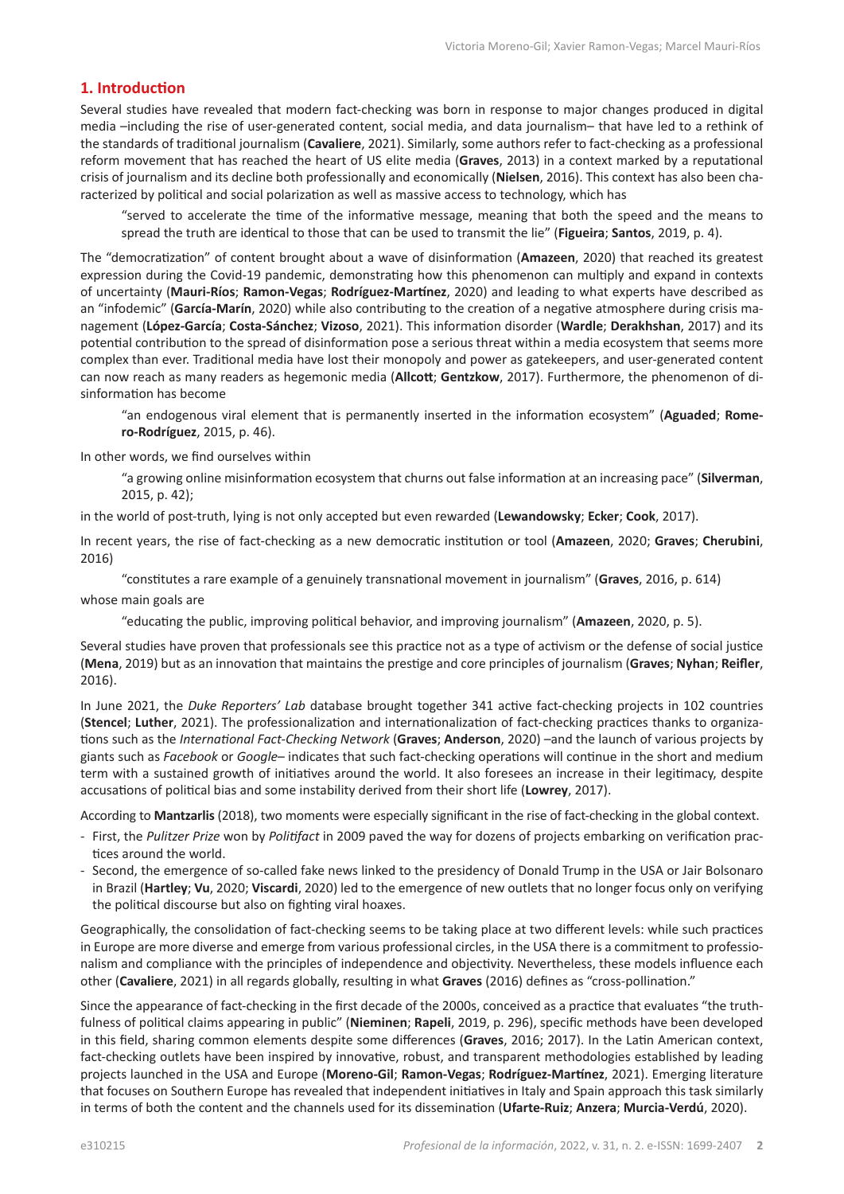## 1. Introduction

Several studies have revealed that modern fact-checking was born in response to major changes produced in digital media –including the rise of user-generated content, social media, and data journalism– that have led to a rethink of the standards of traditional journalism (**Cavaliere**, 2021). Similarly, some authors refer to fact-checking as a professional reform movement that has reached the heart of US elite media (**Graves**, 2013) in a context marked by a reputational crisis of journalism and its decline both professionally and economically (**Nielsen**, 2016). This context has also been characterized by political and social polarization as well as massive access to technology, which has

> "served to accelerate the time of the informative message, meaning that both the speed and the means to spread the truth are identical to those that can be used to transmit the lie" (**Figueira**; **Santos**, 2019, p. 4).

The "democratization" of content brought about a wave of disinformation (**Amazeen**, 2020) that reached its greatest expression during the Covid-19 pandemic, demonstrating how this phenomenon can multiply and expand in contexts of uncertainty (**Mauri-Ríos**; **Ramon-Vegas**; **Rodríguez-Martínez**, 2020) and leading to what experts have described as an "infodemic" (**García-Marín**, 2020) while also contributing to the creation of a negative atmosphere during crisis management (**López-García**; **Costa-Sánchez**; **Vizoso**, 2021). This information disorder (**Wardle**; **Derakhshan**, 2017) and its potential contribution to the spread of disinformation pose a serious threat within a media ecosystem that seems more complex than ever. Traditional media have lost their monopoly and power as gatekeepers, and user-generated content can now reach as many readers as hegemonic media (**Allcott**; **Gentzkow**, 2017). Furthermore, the phenomenon of disinformation has become

> "an endogenous viral element that is permanently inserted in the information ecosystem" (**Aguaded**; **Romero-Rodríguez**, 2015, p. 46).

In other words, we find ourselves within

> "a growing online misinformation ecosystem that churns out false information at an increasing pace" (**Silverman**, 2015, p. 42);

in the world of post-truth, lying is not only accepted but even rewarded (**Lewandowsky**; **Ecker**; **Cook**, 2017).

In recent years, the rise of fact-checking as a new democratic institution or tool (**Amazeen**, 2020; **Graves**; **Cherubini**, 2016)

> "constitutes a rare example of a genuinely transnational movement in journalism" (**Graves**, 2016, p. 614)

whose main goals are

> "educating the public, improving political behavior, and improving journalism" (**Amazeen**, 2020, p. 5).

Several studies have proven that professionals see this practice not as a type of activism or the defense of social justice (**Mena**, 2019) but as an innovation that maintains the prestige and core principles of journalism (**Graves**; **Nyhan**; **Reifler**, 2016).

In June 2021, the *Duke Reporters' Lab* database brought together 341 active fact-checking projects in 102 countries (**Stencel**; **Luther**, 2021). The professionalization and internationalization of fact-checking practices thanks to organizations such as the *International Fact-Checking Network* (**Graves**; **Anderson**, 2020) –and the launch of various projects by giants such as *Facebook* or *Google*– indicates that such fact-checking operations will continue in the short and medium term with a sustained growth of initiatives around the world. It also foresees an increase in their legitimacy, despite accusations of political bias and some instability derived from their short life (**Lowrey**, 2017).

According to **Mantzarlis** (2018), two moments were especially significant in the rise of fact-checking in the global context.

- First, the *Pulitzer Prize* won by *Politifact* in 2009 paved the way for dozens of projects embarking on verification practices around the world.
- Second, the emergence of so-called fake news linked to the presidency of Donald Trump in the USA or Jair Bolsonaro in Brazil (**Hartley**; **Vu**, 2020; **Viscardi**, 2020) led to the emergence of new outlets that no longer focus only on verifying the political discourse but also on fighting viral hoaxes.

Geographically, the consolidation of fact-checking seems to be taking place at two different levels: while such practices in Europe are more diverse and emerge from various professional circles, in the USA there is a commitment to professionalism and compliance with the principles of independence and objectivity. Nevertheless, these models influence each other (**Cavaliere**, 2021) in all regards globally, resulting in what **Graves** (2016) defines as "cross-pollination."

Since the appearance of fact-checking in the first decade of the 2000s, conceived as a practice that evaluates "the truthfulness of political claims appearing in public" (**Nieminen**; **Rapeli**, 2019, p. 296), specific methods have been developed in this field, sharing common elements despite some differences (**Graves**, 2016; 2017). In the Latin American context, fact-checking outlets have been inspired by innovative, robust, and transparent methodologies established by leading projects launched in the USA and Europe (**Moreno-Gil**; **Ramon-Vegas**; **Rodríguez-Martínez**, 2021). Emerging literature that focuses on Southern Europe has revealed that independent initiatives in Italy and Spain approach this task similarly in terms of both the content and the channels used for its dissemination (**Ufarte-Ruiz**; **Anzera**; **Murcia-Verdú**, 2020).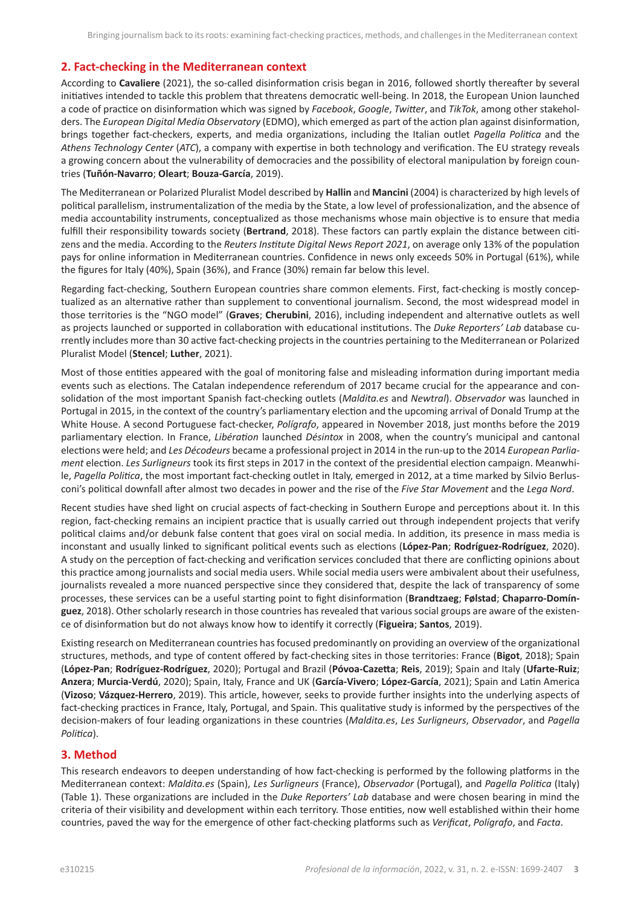## 2. Fact-checking in the Mediterranean context

According to **Cavaliere** (2021), the so-called disinformation crisis began in 2016, followed shortly thereafter by several initiatives intended to tackle this problem that threatens democratic well-being. In 2018, the European Union launched a code of practice on disinformation which was signed by *Facebook*, *Google*, *Twitter*, and *TikTok*, among other stakeholders. The *European Digital Media Observatory* (EDMO), which emerged as part of the action plan against disinformation, brings together fact-checkers, experts, and media organizations, including the Italian outlet *Pagella Politica* and the *Athens Technology Center* (*ATC*), a company with expertise in both technology and verification. The EU strategy reveals a growing concern about the vulnerability of democracies and the possibility of electoral manipulation by foreign countries (**Tuñón-Navarro**; **Oleart**; **Bouza-García**, 2019).

The Mediterranean or Polarized Pluralist Model described by **Hallin** and **Mancini** (2004) is characterized by high levels of political parallelism, instrumentalization of the media by the State, a low level of professionalization, and the absence of media accountability instruments, conceptualized as those mechanisms whose main objective is to ensure that media fulfill their responsibility towards society (**Bertrand**, 2018). These factors can partly explain the distance between citizens and the media. According to the *Reuters Institute Digital News Report 2021*, on average only 13% of the population pays for online information in Mediterranean countries. Confidence in news only exceeds 50% in Portugal (61%), while the figures for Italy (40%), Spain (36%), and France (30%) remain far below this level.

Regarding fact-checking, Southern European countries share common elements. First, fact-checking is mostly conceptualized as an alternative rather than supplement to conventional journalism. Second, the most widespread model in those territories is the "NGO model" (**Graves**; **Cherubini**, 2016), including independent and alternative outlets as well as projects launched or supported in collaboration with educational institutions. The *Duke Reporters' Lab* database currently includes more than 30 active fact-checking projects in the countries pertaining to the Mediterranean or Polarized Pluralist Model (**Stencel**; **Luther**, 2021).

Most of those entities appeared with the goal of monitoring false and misleading information during important media events such as elections. The Catalan independence referendum of 2017 became crucial for the appearance and consolidation of the most important Spanish fact-checking outlets (*Maldita.es* and *Newtral*). *Observador* was launched in Portugal in 2015, in the context of the country's parliamentary election and the upcoming arrival of Donald Trump at the White House. A second Portuguese fact-checker, *Polígrafo*, appeared in November 2018, just months before the 2019 parliamentary election. In France, *Libération* launched *Désintox* in 2008, when the country's municipal and cantonal elections were held; and *Les Décodeurs* became a professional project in 2014 in the run-up to the 2014 *European Parliament* election. *Les Surligneurs* took its first steps in 2017 in the context of the presidential election campaign. Meanwhile, *Pagella Politica*, the most important fact-checking outlet in Italy, emerged in 2012, at a time marked by Silvio Berlusconi's political downfall after almost two decades in power and the rise of the *Five Star Movement* and the *Lega Nord*.

Recent studies have shed light on crucial aspects of fact-checking in Southern Europe and perceptions about it. In this region, fact-checking remains an incipient practice that is usually carried out through independent projects that verify political claims and/or debunk false content that goes viral on social media. In addition, its presence in mass media is inconstant and usually linked to significant political events such as elections (**López-Pan**; **Rodríguez-Rodríguez**, 2020). A study on the perception of fact-checking and verification services concluded that there are conflicting opinions about this practice among journalists and social media users. While social media users were ambivalent about their usefulness, journalists revealed a more nuanced perspective since they considered that, despite the lack of transparency of some processes, these services can be a useful starting point to fight disinformation (**Brandtzaeg**; **Følstad**; **Chaparro-Domínguez**, 2018). Other scholarly research in those countries has revealed that various social groups are aware of the existence of disinformation but do not always know how to identify it correctly (**Figueira**; **Santos**, 2019).

Existing research on Mediterranean countries has focused predominantly on providing an overview of the organizational structures, methods, and type of content offered by fact-checking sites in those territories: France (**Bigot**, 2018); Spain (**López-Pan**; **Rodríguez-Rodríguez**, 2020); Portugal and Brazil (**Póvoa-Cazetta**; **Reis**, 2019); Spain and Italy (**Ufarte-Ruiz**; **Anzera**; **Murcia-Verdú**, 2020); Spain, Italy, France and UK (**García-Vivero**; **López-García**, 2021); Spain and Latin America (**Vizoso**; **Vázquez-Herrero**, 2019). This article, however, seeks to provide further insights into the underlying aspects of fact-checking practices in France, Italy, Portugal, and Spain. This qualitative study is informed by the perspectives of the decision-makers of four leading organizations in these countries (*Maldita.es*, *Les Surligneurs*, *Observador*, and *Pagella Politica*).

## 3. Method

This research endeavors to deepen understanding of how fact-checking is performed by the following platforms in the Mediterranean context: *Maldita.es* (Spain), *Les Surligneurs* (France), *Observador* (Portugal), and *Pagella Politica* (Italy) (Table 1). These organizations are included in the *Duke Reporters' Lab* database and were chosen bearing in mind the criteria of their visibility and development within each territory. Those entities, now well established within their home countries, paved the way for the emergence of other fact-checking platforms such as *Verificat*, *Polígrafo*, and *Facta*.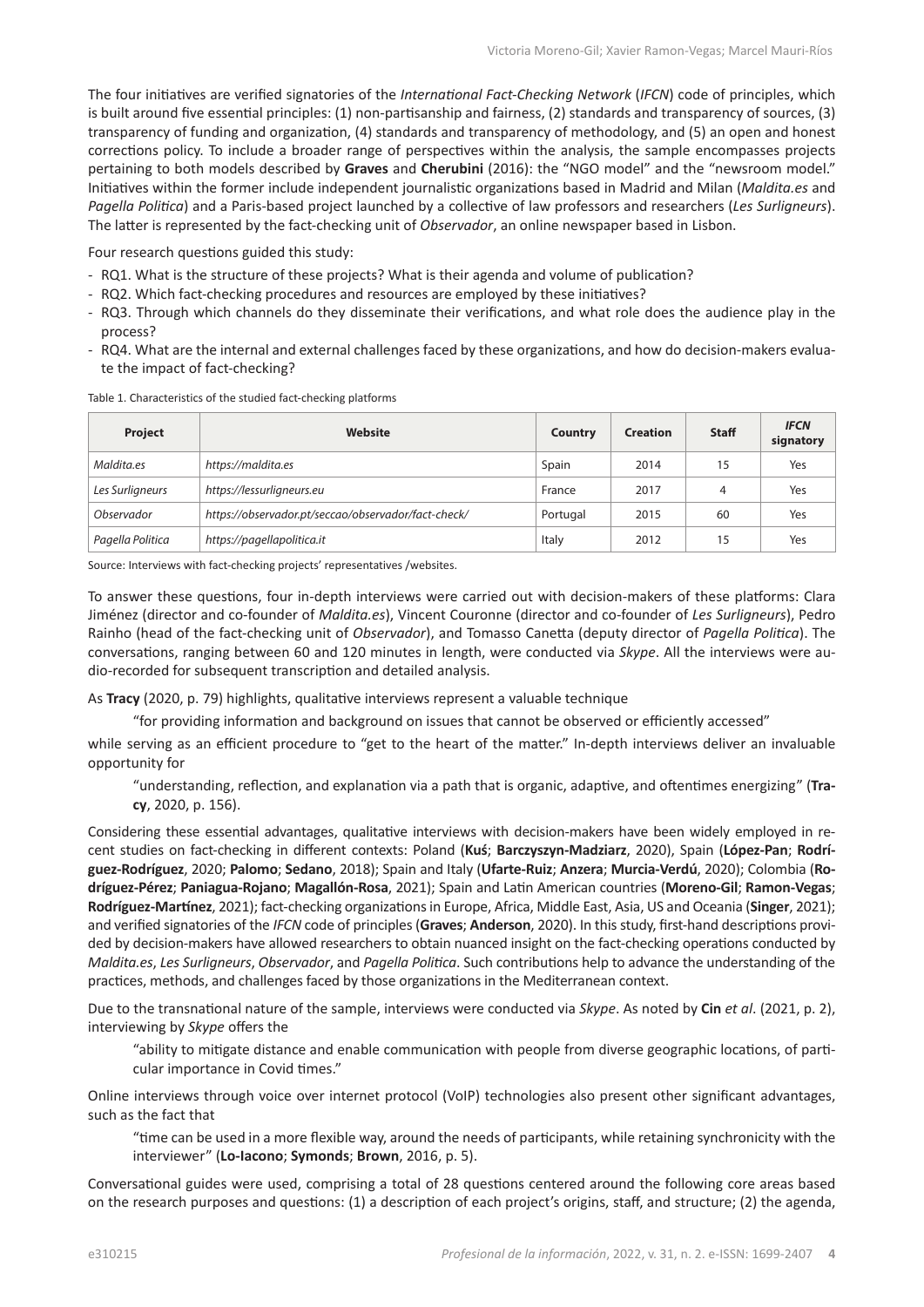The four initiatives are verified signatories of the *International Fact-Checking Network* (*IFCN*) code of principles, which is built around five essential principles: (1) non-partisanship and fairness, (2) standards and transparency of sources, (3) transparency of funding and organization, (4) standards and transparency of methodology, and (5) an open and honest corrections policy. To include a broader range of perspectives within the analysis, the sample encompasses projects pertaining to both models described by **Graves** and **Cherubini** (2016): the "NGO model" and the "newsroom model." Initiatives within the former include independent journalistic organizations based in Madrid and Milan (*Maldita.es* and *Pagella Politica*) and a Paris-based project launched by a collective of law professors and researchers (*Les Surligneurs*). The latter is represented by the fact-checking unit of *Observador*, an online newspaper based in Lisbon.

Four research questions guided this study:

- RQ1. What is the structure of these projects? What is their agenda and volume of publication?
- RQ2. Which fact-checking procedures and resources are employed by these initiatives?
- RQ3. Through which channels do they disseminate their verifications, and what role does the audience play in the process?
- RQ4. What are the internal and external challenges faced by these organizations, and how do decision-makers evaluate the impact of fact-checking?

Table 1. Characteristics of the studied fact-checking platforms

| Project | Website | Country | Creation | Staff | *IFCN* signatory |
|---|---|---|---|---|---|
| *Maldita.es* | *https://maldita.es* | Spain | 2014 | 15 | Yes |
| *Les Surligneurs* | *https://lessurligneurs.eu* | France | 2017 | 4 | Yes |
| *Observador* | *https://observador.pt/seccao/observador/fact-check/* | Portugal | 2015 | 60 | Yes |
| *Pagella Politica* | *https://pagellapolitica.it* | Italy | 2012 | 15 | Yes |

Source: Interviews with fact-checking projects' representatives /websites.

To answer these questions, four in-depth interviews were carried out with decision-makers of these platforms: Clara Jiménez (director and co-founder of *Maldita.es*), Vincent Couronne (director and co-founder of *Les Surligneurs*), Pedro Rainho (head of the fact-checking unit of *Observador*), and Tomasso Canetta (deputy director of *Pagella Politica*). The conversations, ranging between 60 and 120 minutes in length, were conducted via *Skype*. All the interviews were audio-recorded for subsequent transcription and detailed analysis.

As **Tracy** (2020, p. 79) highlights, qualitative interviews represent a valuable technique

> "for providing information and background on issues that cannot be observed or efficiently accessed"

while serving as an efficient procedure to "get to the heart of the matter." In-depth interviews deliver an invaluable opportunity for

> "understanding, reflection, and explanation via a path that is organic, adaptive, and oftentimes energizing" (**Tracy**, 2020, p. 156).

Considering these essential advantages, qualitative interviews with decision-makers have been widely employed in recent studies on fact-checking in different contexts: Poland (**Kuś**; **Barczyszyn-Madziarz**, 2020), Spain (**López-Pan**; **Rodríguez-Rodríguez**, 2020; **Palomo**; **Sedano**, 2018); Spain and Italy (**Ufarte-Ruiz**; **Anzera**; **Murcia-Verdú**, 2020); Colombia (**Rodríguez-Pérez**; **Paniagua-Rojano**; **Magallón-Rosa**, 2021); Spain and Latin American countries (**Moreno-Gil**; **Ramon-Vegas**; **Rodríguez-Martínez**, 2021); fact-checking organizations in Europe, Africa, Middle East, Asia, US and Oceania (**Singer**, 2021); and verified signatories of the *IFCN* code of principles (**Graves**; **Anderson**, 2020). In this study, first-hand descriptions provided by decision-makers have allowed researchers to obtain nuanced insight on the fact-checking operations conducted by *Maldita.es*, *Les Surligneurs*, *Observador*, and *Pagella Politica*. Such contributions help to advance the understanding of the practices, methods, and challenges faced by those organizations in the Mediterranean context.

Due to the transnational nature of the sample, interviews were conducted via *Skype*. As noted by **Cin** *et al*. (2021, p. 2), interviewing by *Skype* offers the

> "ability to mitigate distance and enable communication with people from diverse geographic locations, of particular importance in Covid times."

Online interviews through voice over internet protocol (VoIP) technologies also present other significant advantages, such as the fact that

> "time can be used in a more flexible way, around the needs of participants, while retaining synchronicity with the interviewer" (**Lo-Iacono**; **Symonds**; **Brown**, 2016, p. 5).

Conversational guides were used, comprising a total of 28 questions centered around the following core areas based on the research purposes and questions: (1) a description of each project's origins, staff, and structure; (2) the agenda,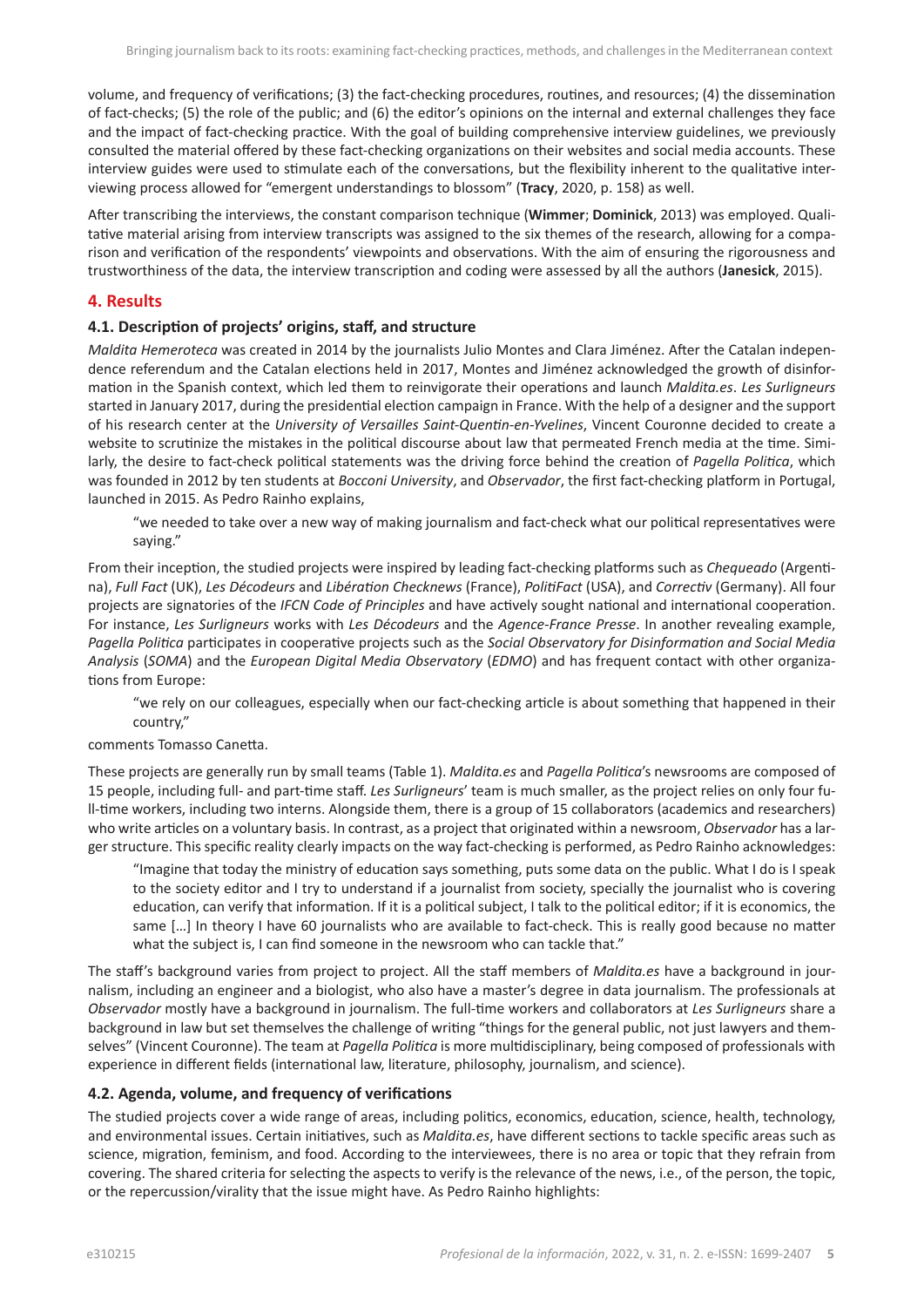volume, and frequency of verifications; (3) the fact-checking procedures, routines, and resources; (4) the dissemination of fact-checks; (5) the role of the public; and (6) the editor's opinions on the internal and external challenges they face and the impact of fact-checking practice. With the goal of building comprehensive interview guidelines, we previously consulted the material offered by these fact-checking organizations on their websites and social media accounts. These interview guides were used to stimulate each of the conversations, but the flexibility inherent to the qualitative interviewing process allowed for "emergent understandings to blossom" (**Tracy**, 2020, p. 158) as well.

After transcribing the interviews, the constant comparison technique (**Wimmer**; **Dominick**, 2013) was employed. Qualitative material arising from interview transcripts was assigned to the six themes of the research, allowing for a comparison and verification of the respondents' viewpoints and observations. With the aim of ensuring the rigorousness and trustworthiness of the data, the interview transcription and coding were assessed by all the authors (**Janesick**, 2015).

## 4. Results

### 4.1. Description of projects' origins, staff, and structure

*Maldita Hemeroteca* was created in 2014 by the journalists Julio Montes and Clara Jiménez. After the Catalan independence referendum and the Catalan elections held in 2017, Montes and Jiménez acknowledged the growth of disinformation in the Spanish context, which led them to reinvigorate their operations and launch *Maldita.es*. *Les Surligneurs* started in January 2017, during the presidential election campaign in France. With the help of a designer and the support of his research center at the *University of Versailles Saint-Quentin-en-Yvelines*, Vincent Couronne decided to create a website to scrutinize the mistakes in the political discourse about law that permeated French media at the time. Similarly, the desire to fact-check political statements was the driving force behind the creation of *Pagella Politica*, which was founded in 2012 by ten students at *Bocconi University*, and *Observador*, the first fact-checking platform in Portugal, launched in 2015. As Pedro Rainho explains,

> "we needed to take over a new way of making journalism and fact-check what our political representatives were saying."

From their inception, the studied projects were inspired by leading fact-checking platforms such as *Chequeado* (Argentina), *Full Fact* (UK), *Les Décodeurs* and *Libération Checknews* (France), *PolitiFact* (USA), and *Correctiv* (Germany). All four projects are signatories of the *IFCN Code of Principles* and have actively sought national and international cooperation. For instance, *Les Surligneurs* works with *Les Décodeurs* and the *Agence-France Presse*. In another revealing example, *Pagella Politica* participates in cooperative projects such as the *Social Observatory for Disinformation and Social Media Analysis* (*SOMA*) and the *European Digital Media Observatory* (*EDMO*) and has frequent contact with other organizations from Europe:

> "we rely on our colleagues, especially when our fact-checking article is about something that happened in their country,"

comments Tomasso Canetta.

These projects are generally run by small teams (Table 1). *Maldita.es* and *Pagella Politica*'s newsrooms are composed of 15 people, including full- and part-time staff. *Les Surligneurs*' team is much smaller, as the project relies on only four full-time workers, including two interns. Alongside them, there is a group of 15 collaborators (academics and researchers) who write articles on a voluntary basis. In contrast, as a project that originated within a newsroom, *Observador* has a larger structure. This specific reality clearly impacts on the way fact-checking is performed, as Pedro Rainho acknowledges:

> "Imagine that today the ministry of education says something, puts some data on the public. What I do is I speak to the society editor and I try to understand if a journalist from society, specially the journalist who is covering education, can verify that information. If it is a political subject, I talk to the political editor; if it is economics, the same […] In theory I have 60 journalists who are available to fact-check. This is really good because no matter what the subject is, I can find someone in the newsroom who can tackle that."

The staff's background varies from project to project. All the staff members of *Maldita.es* have a background in journalism, including an engineer and a biologist, who also have a master's degree in data journalism. The professionals at *Observador* mostly have a background in journalism. The full-time workers and collaborators at *Les Surligneurs* share a background in law but set themselves the challenge of writing "things for the general public, not just lawyers and themselves" (Vincent Couronne). The team at *Pagella Politica* is more multidisciplinary, being composed of professionals with experience in different fields (international law, literature, philosophy, journalism, and science).

### 4.2. Agenda, volume, and frequency of verifications

The studied projects cover a wide range of areas, including politics, economics, education, science, health, technology, and environmental issues. Certain initiatives, such as *Maldita.es*, have different sections to tackle specific areas such as science, migration, feminism, and food. According to the interviewees, there is no area or topic that they refrain from covering. The shared criteria for selecting the aspects to verify is the relevance of the news, i.e., of the person, the topic, or the repercussion/virality that the issue might have. As Pedro Rainho highlights: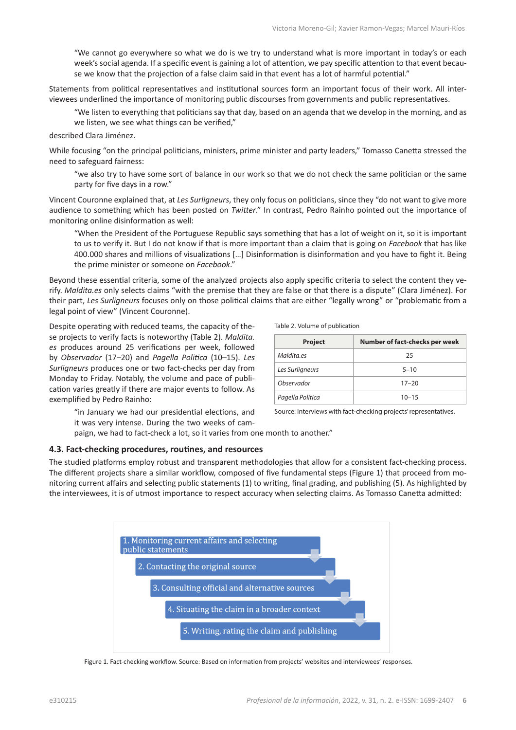"We cannot go everywhere so what we do is we try to understand what is more important in today's or each week's social agenda. If a specific event is gaining a lot of attention, we pay specific attention to that event because we know that the projection of a false claim said in that event has a lot of harmful potential."

Statements from political representatives and institutional sources form an important focus of their work. All interviewees underlined the importance of monitoring public discourses from governments and public representatives.

"We listen to everything that politicians say that day, based on an agenda that we develop in the morning, and as we listen, we see what things can be verified,"

described Clara Jiménez.

While focusing "on the principal politicians, ministers, prime minister and party leaders," Tomasso Canetta stressed the need to safeguard fairness:

"we also try to have some sort of balance in our work so that we do not check the same politician or the same party for five days in a row."

Vincent Couronne explained that, at *Les Surligneurs*, they only focus on politicians, since they "do not want to give more audience to something which has been posted on *Twitter*." In contrast, Pedro Rainho pointed out the importance of monitoring online disinformation as well:

"When the President of the Portuguese Republic says something that has a lot of weight on it, so it is important to us to verify it. But I do not know if that is more important than a claim that is going on *Facebook* that has like 400.000 shares and millions of visualizations [...] Disinformation is disinformation and you have to fight it. Being the prime minister or someone on *Facebook*."

Beyond these essential criteria, some of the analyzed projects also apply specific criteria to select the content they verify. *Maldita.es* only selects claims "with the premise that they are false or that there is a dispute" (Clara Jiménez). For their part, *Les Surligneurs* focuses only on those political claims that are either "legally wrong" or "problematic from a legal point of view" (Vincent Couronne).

Despite operating with reduced teams, the capacity of these projects to verify facts is noteworthy (Table 2). *Maldita.es* produces around 25 verifications per week, followed by *Observador* (17–20) and *Pagella Politica* (10–15). *Les Surligneurs* produces one or two fact-checks per day from Monday to Friday. Notably, the volume and pace of publication varies greatly if there are major events to follow. As exemplified by Pedro Rainho:

"in January we had our presidential elections, and it was very intense. During the two weeks of campaign, we had to fact-check a lot, so it varies from one month to another."

Table 2. Volume of publication

| Project | Number of fact-checks per week |
|---|---|
| *Maldita.es* | 25 |
| *Les Surligneurs* | 5–10 |
| *Observador* | 17–20 |
| *Pagella Politica* | 10–15 |

Source: Interviews with fact-checking projects' representatives.

### 4.3. Fact-checking procedures, routines, and resources

The studied platforms employ robust and transparent methodologies that allow for a consistent fact-checking process. The different projects share a similar workflow, composed of five fundamental steps (Figure 1) that proceed from monitoring current affairs and selecting public statements (1) to writing, final grading, and publishing (5). As highlighted by the interviewees, it is of utmost importance to respect accuracy when selecting claims. As Tomasso Canetta admitted:

1. Monitoring current affairs and selecting public statements
2. Contacting the original source
3. Consulting official and alternative sources
4. Situating the claim in a broader context
5. Writing, rating the claim and publishing

Figure 1. Fact-checking workflow. Source: Based on information from projects' websites and interviewees' responses.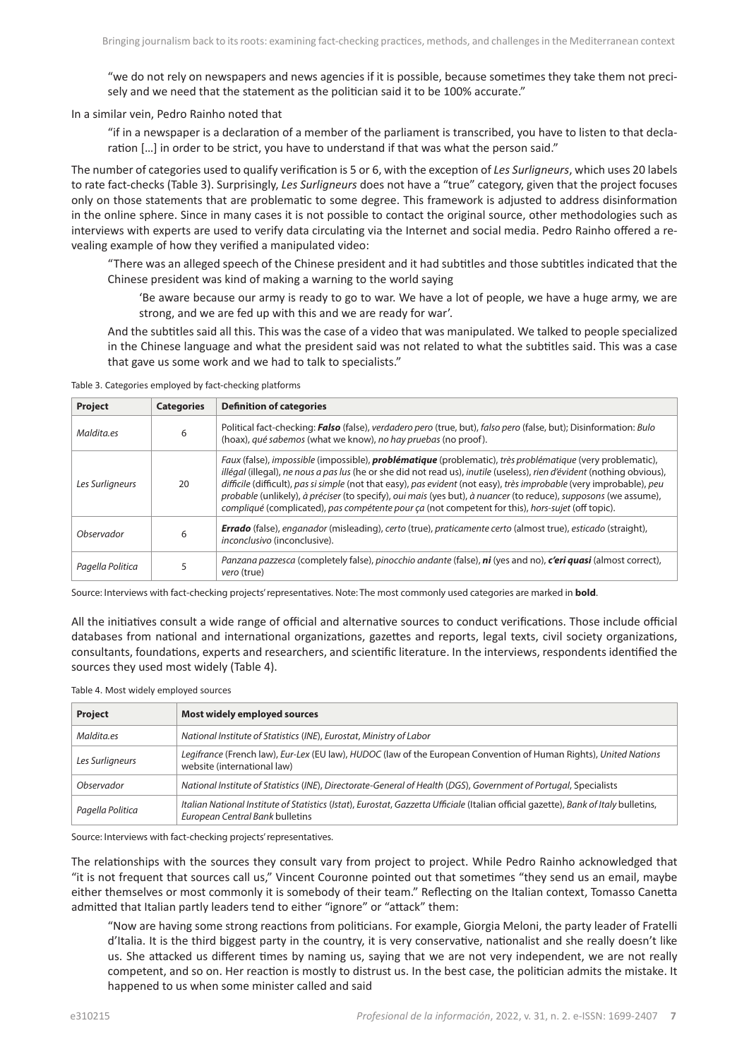"we do not rely on newspapers and news agencies if it is possible, because sometimes they take them not precisely and we need that the statement as the politician said it to be 100% accurate."

In a similar vein, Pedro Rainho noted that

"if in a newspaper is a declaration of a member of the parliament is transcribed, you have to listen to that declaration […] in order to be strict, you have to understand if that was what the person said."

The number of categories used to qualify verification is 5 or 6, with the exception of *Les Surligneurs*, which uses 20 labels to rate fact-checks (Table 3). Surprisingly, *Les Surligneurs* does not have a "true" category, given that the project focuses only on those statements that are problematic to some degree. This framework is adjusted to address disinformation in the online sphere. Since in many cases it is not possible to contact the original source, other methodologies such as interviews with experts are used to verify data circulating via the Internet and social media. Pedro Rainho offered a revealing example of how they verified a manipulated video:

"There was an alleged speech of the Chinese president and it had subtitles and those subtitles indicated that the Chinese president was kind of making a warning to the world saying

'Be aware because our army is ready to go to war. We have a lot of people, we have a huge army, we are strong, and we are fed up with this and we are ready for war'.

And the subtitles said all this. This was the case of a video that was manipulated. We talked to people specialized in the Chinese language and what the president said was not related to what the subtitles said. This was a case that gave us some work and we had to talk to specialists."

Table 3. Categories employed by fact-checking platforms

| Project | Categories | Definition of categories |
|---|---|---|
| *Maldita.es* | 6 | Political fact-checking: ***Falso*** (false), *verdadero pero* (true, but), *falso pero* (false, but); Disinformation: *Bulo* (hoax), *qué sabemos* (what we know), *no hay pruebas* (no proof). |
| *Les Surligneurs* | 20 | *Faux* (false), *impossible* (impossible), ***problématique*** (problematic), *très problématique* (very problematic), *illégal* (illegal), *ne nous a pas lus* (he or she did not read us), *inutile* (useless), *rien d'évident* (nothing obvious), *difficile* (difficult), *pas si simple* (not that easy), *pas evident* (not easy), *très improbable* (very improbable), *peu probable* (unlikely), *à préciser* (to specify), *oui mais* (yes but), *à nuancer* (to reduce), *supposons* (we assume), *compliqué* (complicated), *pas compétente pour ça* (not competent for this), *hors-sujet* (off topic). |
| *Observador* | 6 | ***Errado*** (false), *enganador* (misleading), *certo* (true), *praticamente certo* (almost true), *esticado* (straight), *inconclusivo* (inconclusive). |
| *Pagella Politica* | 5 | *Panzana pazzesca* (completely false), *pinocchio andante* (false), ***ni*** (yes and no), ***c'eri quasi*** (almost correct), *vero* (true) |

Source: Interviews with fact-checking projects' representatives. Note: The most commonly used categories are marked in **bold**.

All the initiatives consult a wide range of official and alternative sources to conduct verifications. Those include official databases from national and international organizations, gazettes and reports, legal texts, civil society organizations, consultants, foundations, experts and researchers, and scientific literature. In the interviews, respondents identified the sources they used most widely (Table 4).

Table 4. Most widely employed sources

| Project | Most widely employed sources |
|---|---|
| *Maldita.es* | *National Institute of Statistics* (*INE*), *Eurostat*, *Ministry of Labor* |
| *Les Surligneurs* | *Legifrance* (French law), *Eur-Lex* (EU law), *HUDOC* (law of the European Convention of Human Rights), *United Nations* website (international law) |
| *Observador* | *National Institute of Statistics* (*INE*), *Directorate-General of Health* (*DGS*), *Government of Portugal*, Specialists |
| *Pagella Politica* | *Italian National Institute of Statistics* (*Istat*), *Eurostat*, *Gazzetta Ufficiale* (Italian official gazette), *Bank of Italy* bulletins, *European Central Bank* bulletins |

Source: Interviews with fact-checking projects' representatives.

The relationships with the sources they consult vary from project to project. While Pedro Rainho acknowledged that "it is not frequent that sources call us," Vincent Couronne pointed out that sometimes "they send us an email, maybe either themselves or most commonly it is somebody of their team." Reflecting on the Italian context, Tomasso Canetta admitted that Italian partly leaders tend to either "ignore" or "attack" them:

"Now are having some strong reactions from politicians. For example, Giorgia Meloni, the party leader of Fratelli d'Italia. It is the third biggest party in the country, it is very conservative, nationalist and she really doesn't like us. She attacked us different times by naming us, saying that we are not very independent, we are not really competent, and so on. Her reaction is mostly to distrust us. In the best case, the politician admits the mistake. It happened to us when some minister called and said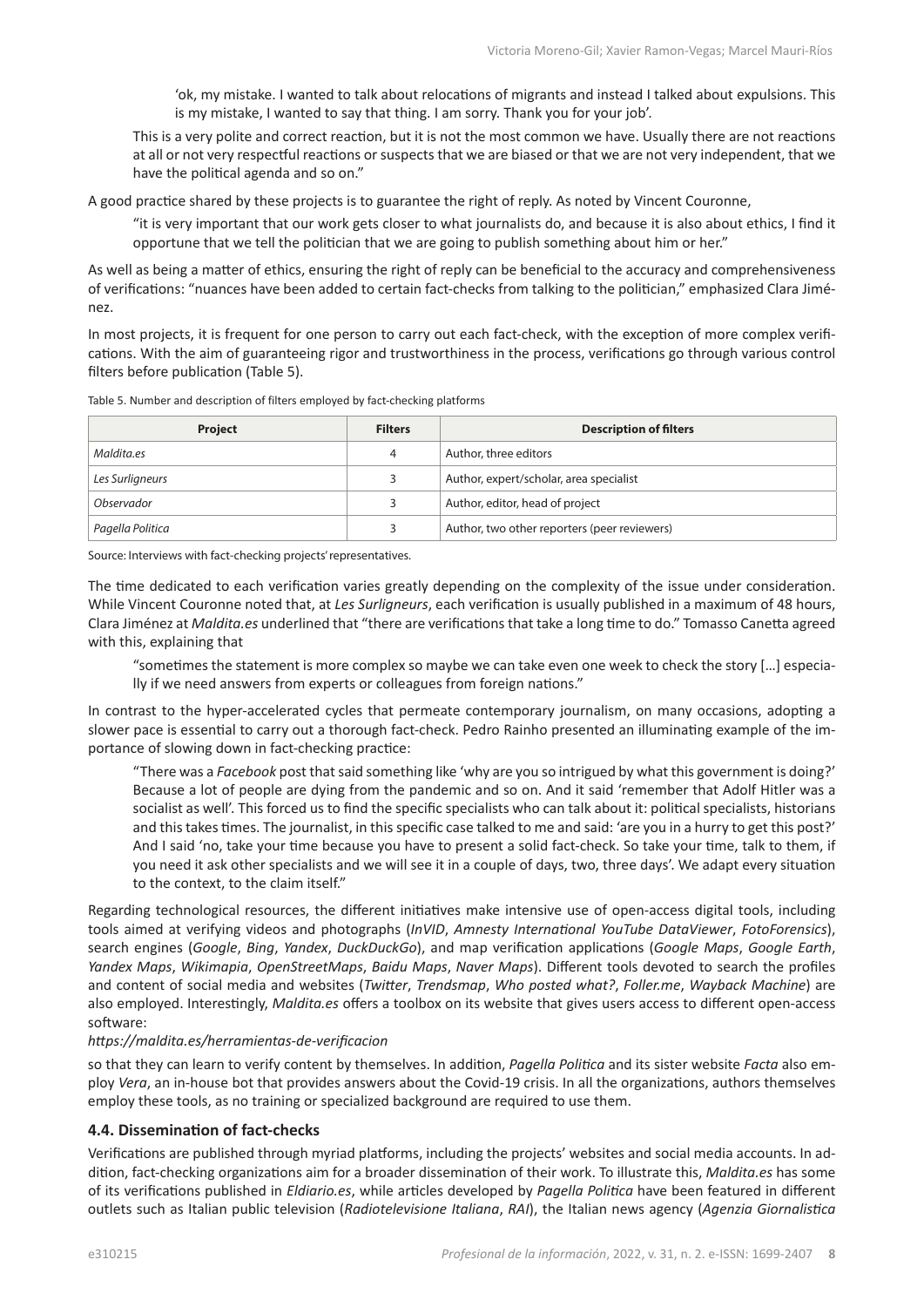'ok, my mistake. I wanted to talk about relocations of migrants and instead I talked about expulsions. This is my mistake, I wanted to say that thing. I am sorry. Thank you for your job'.

> This is a very polite and correct reaction, but it is not the most common we have. Usually there are not reactions at all or not very respectful reactions or suspects that we are biased or that we are not very independent, that we have the political agenda and so on."

A good practice shared by these projects is to guarantee the right of reply. As noted by Vincent Couronne,

> "it is very important that our work gets closer to what journalists do, and because it is also about ethics, I find it opportune that we tell the politician that we are going to publish something about him or her."

As well as being a matter of ethics, ensuring the right of reply can be beneficial to the accuracy and comprehensiveness of verifications: "nuances have been added to certain fact-checks from talking to the politician," emphasized Clara Jiménez.

In most projects, it is frequent for one person to carry out each fact-check, with the exception of more complex verifications. With the aim of guaranteeing rigor and trustworthiness in the process, verifications go through various control filters before publication (Table 5).

Table 5. Number and description of filters employed by fact-checking platforms

| Project | Filters | Description of filters |
|---|---|---|
| *Maldita.es* | 4 | Author, three editors |
| *Les Surligneurs* | 3 | Author, expert/scholar, area specialist |
| *Observador* | 3 | Author, editor, head of project |
| *Pagella Politica* | 3 | Author, two other reporters (peer reviewers) |

Source: Interviews with fact-checking projects' representatives.

The time dedicated to each verification varies greatly depending on the complexity of the issue under consideration. While Vincent Couronne noted that, at *Les Surligneurs*, each verification is usually published in a maximum of 48 hours, Clara Jiménez at *Maldita.es* underlined that "there are verifications that take a long time to do." Tomasso Canetta agreed with this, explaining that

> "sometimes the statement is more complex so maybe we can take even one week to check the story [...] especially if we need answers from experts or colleagues from foreign nations."

In contrast to the hyper-accelerated cycles that permeate contemporary journalism, on many occasions, adopting a slower pace is essential to carry out a thorough fact-check. Pedro Rainho presented an illuminating example of the importance of slowing down in fact-checking practice:

> "There was a *Facebook* post that said something like 'why are you so intrigued by what this government is doing?' Because a lot of people are dying from the pandemic and so on. And it said 'remember that Adolf Hitler was a socialist as well'. This forced us to find the specific specialists who can talk about it: political specialists, historians and this takes times. The journalist, in this specific case talked to me and said: 'are you in a hurry to get this post?' And I said 'no, take your time because you have to present a solid fact-check. So take your time, talk to them, if you need it ask other specialists and we will see it in a couple of days, two, three days'. We adapt every situation to the context, to the claim itself."

Regarding technological resources, the different initiatives make intensive use of open-access digital tools, including tools aimed at verifying videos and photographs (*InVID*, *Amnesty International YouTube DataViewer*, *FotoForensics*), search engines (*Google*, *Bing*, *Yandex*, *DuckDuckGo*), and map verification applications (*Google Maps*, *Google Earth*, *Yandex Maps*, *Wikimapia*, *OpenStreetMaps*, *Baidu Maps*, *Naver Maps*). Different tools devoted to search the profiles and content of social media and websites (*Twitter*, *Trendsmap*, *Who posted what?*, *Foller.me*, *Wayback Machine*) are also employed. Interestingly, *Maldita.es* offers a toolbox on its website that gives users access to different open-access software:

*https://maldita.es/herramientas-de-verificacion*

so that they can learn to verify content by themselves. In addition, *Pagella Politica* and its sister website *Facta* also employ *Vera*, an in-house bot that provides answers about the Covid-19 crisis. In all the organizations, authors themselves employ these tools, as no training or specialized background are required to use them.

### 4.4. Dissemination of fact-checks

Verifications are published through myriad platforms, including the projects' websites and social media accounts. In addition, fact-checking organizations aim for a broader dissemination of their work. To illustrate this, *Maldita.es* has some of its verifications published in *Eldiario.es*, while articles developed by *Pagella Politica* have been featured in different outlets such as Italian public television (*Radiotelevisione Italiana*, *RAI*), the Italian news agency (*Agenzia Giornalistica*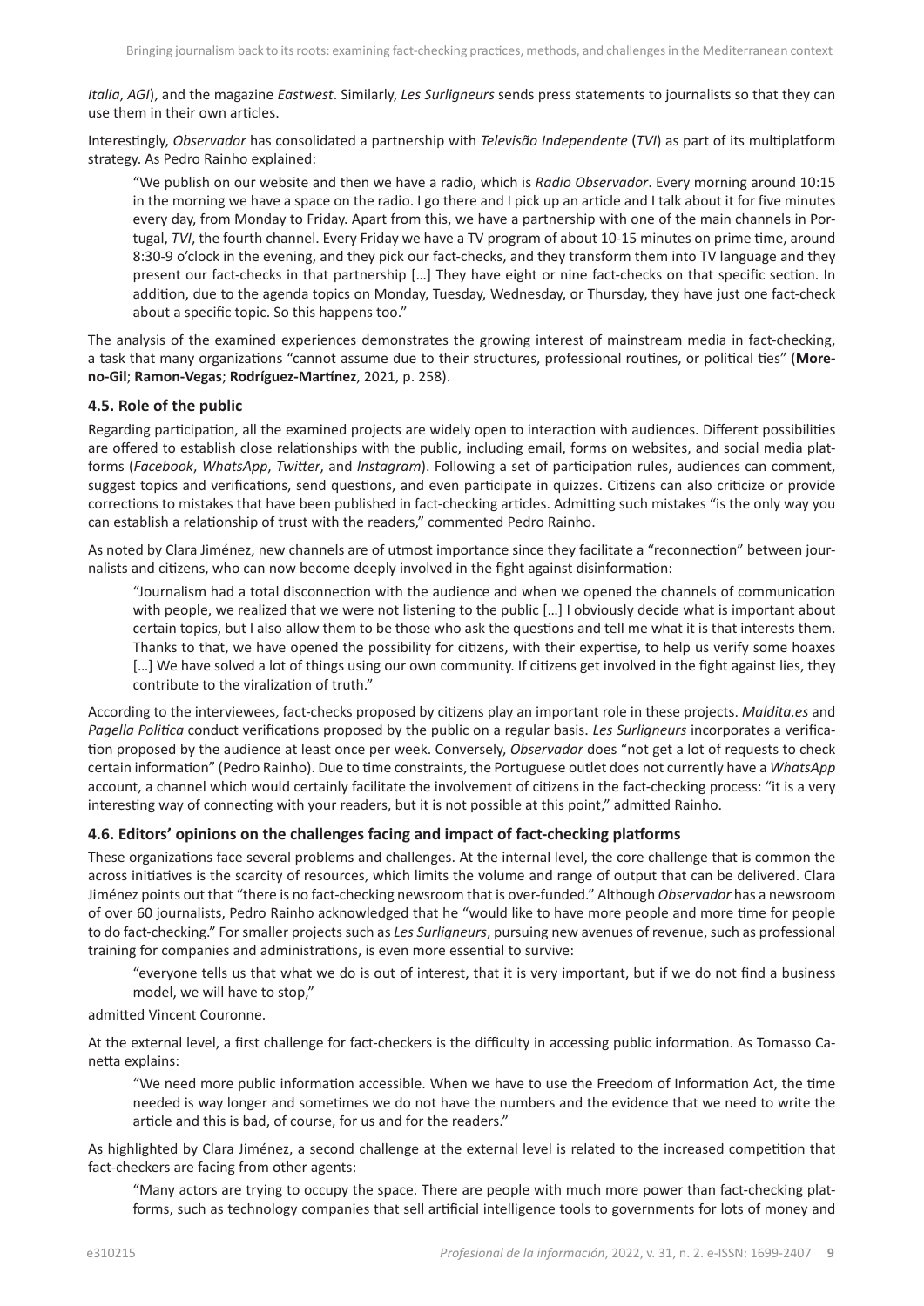*Italia*, *AGI*), and the magazine *Eastwest*. Similarly, *Les Surligneurs* sends press statements to journalists so that they can use them in their own articles.

Interestingly, *Observador* has consolidated a partnership with *Televisão Independente* (*TVI*) as part of its multiplatform strategy. As Pedro Rainho explained:

> "We publish on our website and then we have a radio, which is *Radio Observador*. Every morning around 10:15 in the morning we have a space on the radio. I go there and I pick up an article and I talk about it for five minutes every day, from Monday to Friday. Apart from this, we have a partnership with one of the main channels in Portugal, *TVI*, the fourth channel. Every Friday we have a TV program of about 10-15 minutes on prime time, around 8:30-9 o'clock in the evening, and they pick our fact-checks, and they transform them into TV language and they present our fact-checks in that partnership […] They have eight or nine fact-checks on that specific section. In addition, due to the agenda topics on Monday, Tuesday, Wednesday, or Thursday, they have just one fact-check about a specific topic. So this happens too."

The analysis of the examined experiences demonstrates the growing interest of mainstream media in fact-checking, a task that many organizations "cannot assume due to their structures, professional routines, or political ties" (**Moreno-Gil**; **Ramon-Vegas**; **Rodríguez-Martínez**, 2021, p. 258).

### 4.5. Role of the public

Regarding participation, all the examined projects are widely open to interaction with audiences. Different possibilities are offered to establish close relationships with the public, including email, forms on websites, and social media platforms (*Facebook*, *WhatsApp*, *Twitter*, and *Instagram*). Following a set of participation rules, audiences can comment, suggest topics and verifications, send questions, and even participate in quizzes. Citizens can also criticize or provide corrections to mistakes that have been published in fact-checking articles. Admitting such mistakes "is the only way you can establish a relationship of trust with the readers," commented Pedro Rainho.

As noted by Clara Jiménez, new channels are of utmost importance since they facilitate a "reconnection" between journalists and citizens, who can now become deeply involved in the fight against disinformation:

> "Journalism had a total disconnection with the audience and when we opened the channels of communication with people, we realized that we were not listening to the public […] I obviously decide what is important about certain topics, but I also allow them to be those who ask the questions and tell me what it is that interests them. Thanks to that, we have opened the possibility for citizens, with their expertise, to help us verify some hoaxes […] We have solved a lot of things using our own community. If citizens get involved in the fight against lies, they contribute to the viralization of truth."

According to the interviewees, fact-checks proposed by citizens play an important role in these projects. *Maldita.es* and *Pagella Politica* conduct verifications proposed by the public on a regular basis. *Les Surligneurs* incorporates a verification proposed by the audience at least once per week. Conversely, *Observador* does "not get a lot of requests to check certain information" (Pedro Rainho). Due to time constraints, the Portuguese outlet does not currently have a *WhatsApp* account, a channel which would certainly facilitate the involvement of citizens in the fact-checking process: "it is a very interesting way of connecting with your readers, but it is not possible at this point," admitted Rainho.

### 4.6. Editors' opinions on the challenges facing and impact of fact-checking platforms

These organizations face several problems and challenges. At the internal level, the core challenge that is common the across initiatives is the scarcity of resources, which limits the volume and range of output that can be delivered. Clara Jiménez points out that "there is no fact-checking newsroom that is over-funded." Although *Observador* has a newsroom of over 60 journalists, Pedro Rainho acknowledged that he "would like to have more people and more time for people to do fact-checking." For smaller projects such as *Les Surligneurs*, pursuing new avenues of revenue, such as professional training for companies and administrations, is even more essential to survive:

> "everyone tells us that what we do is out of interest, that it is very important, but if we do not find a business model, we will have to stop,"

admitted Vincent Couronne.

At the external level, a first challenge for fact-checkers is the difficulty in accessing public information. As Tomasso Canetta explains:

> "We need more public information accessible. When we have to use the Freedom of Information Act, the time needed is way longer and sometimes we do not have the numbers and the evidence that we need to write the article and this is bad, of course, for us and for the readers."

As highlighted by Clara Jiménez, a second challenge at the external level is related to the increased competition that fact-checkers are facing from other agents:

> "Many actors are trying to occupy the space. There are people with much more power than fact-checking platforms, such as technology companies that sell artificial intelligence tools to governments for lots of money and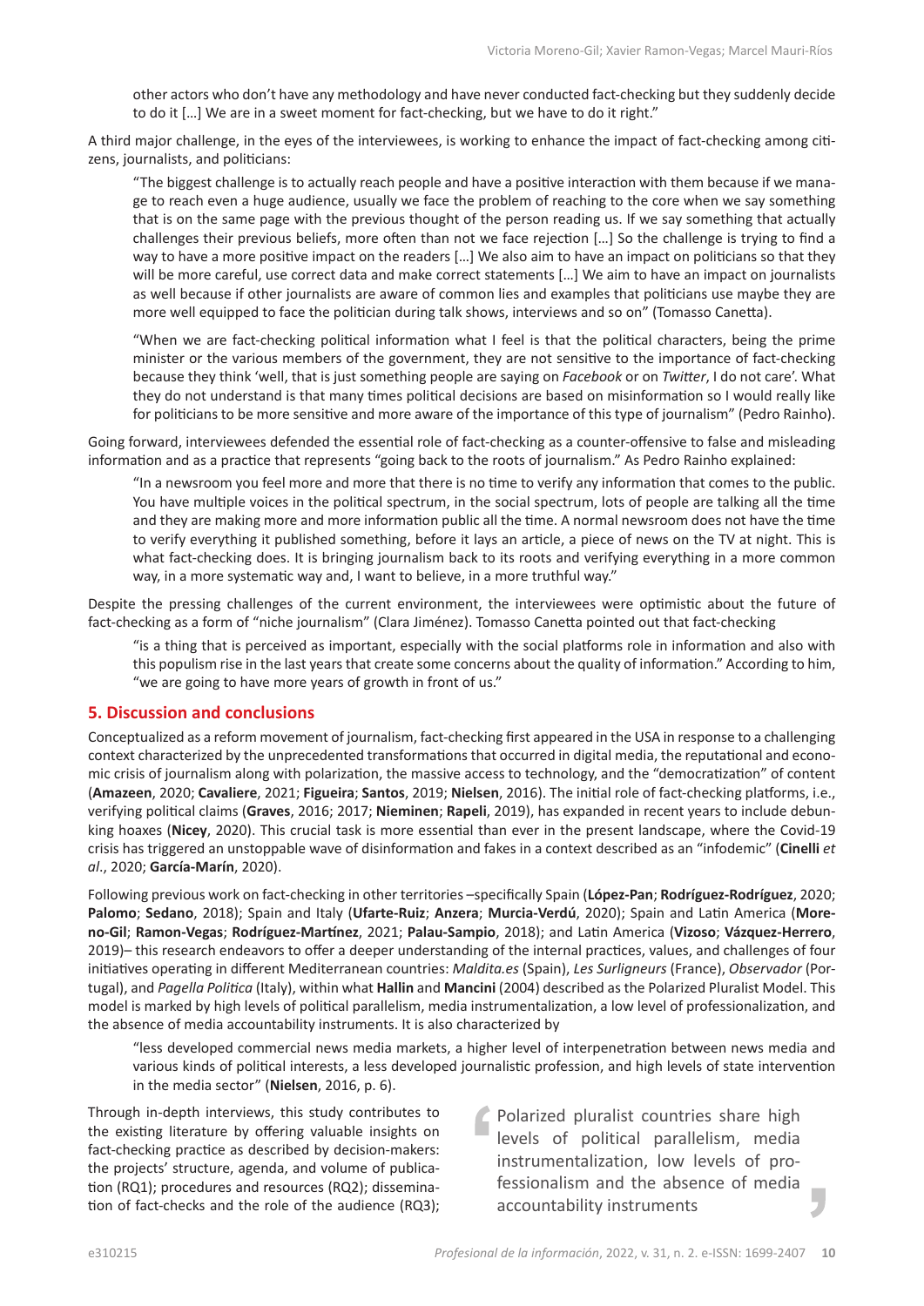other actors who don't have any methodology and have never conducted fact-checking but they suddenly decide to do it […] We are in a sweet moment for fact-checking, but we have to do it right."

A third major challenge, in the eyes of the interviewees, is working to enhance the impact of fact-checking among citizens, journalists, and politicians:

> "The biggest challenge is to actually reach people and have a positive interaction with them because if we manage to reach even a huge audience, usually we face the problem of reaching to the core when we say something that is on the same page with the previous thought of the person reading us. If we say something that actually challenges their previous beliefs, more often than not we face rejection […] So the challenge is trying to find a way to have a more positive impact on the readers […] We also aim to have an impact on politicians so that they will be more careful, use correct data and make correct statements […] We aim to have an impact on journalists as well because if other journalists are aware of common lies and examples that politicians use maybe they are more well equipped to face the politician during talk shows, interviews and so on" (Tomasso Canetta).

> "When we are fact-checking political information what I feel is that the political characters, being the prime minister or the various members of the government, they are not sensitive to the importance of fact-checking because they think 'well, that is just something people are saying on *Facebook* or on *Twitter*, I do not care'. What they do not understand is that many times political decisions are based on misinformation so I would really like for politicians to be more sensitive and more aware of the importance of this type of journalism" (Pedro Rainho).

Going forward, interviewees defended the essential role of fact-checking as a counter-offensive to false and misleading information and as a practice that represents "going back to the roots of journalism." As Pedro Rainho explained:

> "In a newsroom you feel more and more that there is no time to verify any information that comes to the public. You have multiple voices in the political spectrum, in the social spectrum, lots of people are talking all the time and they are making more and more information public all the time. A normal newsroom does not have the time to verify everything it published something, before it lays an article, a piece of news on the TV at night. This is what fact-checking does. It is bringing journalism back to its roots and verifying everything in a more common way, in a more systematic way and, I want to believe, in a more truthful way."

Despite the pressing challenges of the current environment, the interviewees were optimistic about the future of fact-checking as a form of "niche journalism" (Clara Jiménez). Tomasso Canetta pointed out that fact-checking

> "is a thing that is perceived as important, especially with the social platforms role in information and also with this populism rise in the last years that create some concerns about the quality of information." According to him, "we are going to have more years of growth in front of us."

## 5. Discussion and conclusions

Conceptualized as a reform movement of journalism, fact-checking first appeared in the USA in response to a challenging context characterized by the unprecedented transformations that occurred in digital media, the reputational and economic crisis of journalism along with polarization, the massive access to technology, and the "democratization" of content (**Amazeen**, 2020; **Cavaliere**, 2021; **Figueira**; **Santos**, 2019; **Nielsen**, 2016). The initial role of fact-checking platforms, i.e., verifying political claims (**Graves**, 2016; 2017; **Nieminen**; **Rapeli**, 2019), has expanded in recent years to include debunking hoaxes (**Nicey**, 2020). This crucial task is more essential than ever in the present landscape, where the Covid-19 crisis has triggered an unstoppable wave of disinformation and fakes in a context described as an "infodemic" (**Cinelli** *et al*., 2020; **García-Marín**, 2020).

Following previous work on fact-checking in other territories –specifically Spain (**López-Pan**; **Rodríguez-Rodríguez**, 2020; **Palomo**; **Sedano**, 2018); Spain and Italy (**Ufarte-Ruiz**; **Anzera**; **Murcia-Verdú**, 2020); Spain and Latin America (**Moreno-Gil**; **Ramon-Vegas**; **Rodríguez-Martínez**, 2021; **Palau-Sampio**, 2018); and Latin America (**Vizoso**; **Vázquez-Herrero**, 2019)– this research endeavors to offer a deeper understanding of the internal practices, values, and challenges of four initiatives operating in different Mediterranean countries: *Maldita.es* (Spain), *Les Surligneurs* (France), *Observador* (Portugal), and *Pagella Politica* (Italy), within what **Hallin** and **Mancini** (2004) described as the Polarized Pluralist Model. This model is marked by high levels of political parallelism, media instrumentalization, a low level of professionalization, and the absence of media accountability instruments. It is also characterized by

> "less developed commercial news media markets, a higher level of interpenetration between news media and various kinds of political interests, a less developed journalistic profession, and high levels of state intervention in the media sector" (**Nielsen**, 2016, p. 6).

> Polarized pluralist countries share high levels of political parallelism, media instrumentalization, low levels of professionalism and the absence of media accountability instruments

Through in-depth interviews, this study contributes to the existing literature by offering valuable insights on fact-checking practice as described by decision-makers: the projects' structure, agenda, and volume of publication (RQ1); procedures and resources (RQ2); dissemination of fact-checks and the role of the audience (RQ3);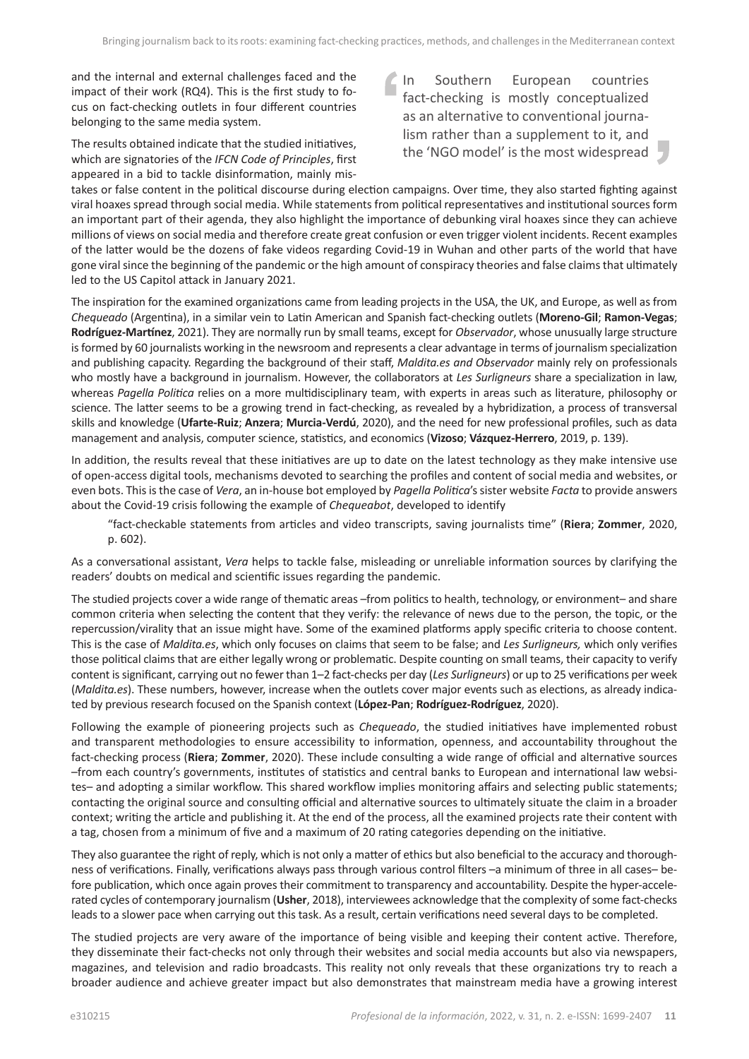and the internal and external challenges faced and the impact of their work (RQ4). This is the first study to focus on fact-checking outlets in four different countries belonging to the same media system.

> In Southern European countries fact-checking is mostly conceptualized as an alternative to conventional journalism rather than a supplement to it, and the 'NGO model' is the most widespread

The results obtained indicate that the studied initiatives, which are signatories of the *IFCN Code of Principles*, first appeared in a bid to tackle disinformation, mainly mistakes or false content in the political discourse during election campaigns. Over time, they also started fighting against viral hoaxes spread through social media. While statements from political representatives and institutional sources form an important part of their agenda, they also highlight the importance of debunking viral hoaxes since they can achieve millions of views on social media and therefore create great confusion or even trigger violent incidents. Recent examples of the latter would be the dozens of fake videos regarding Covid-19 in Wuhan and other parts of the world that have gone viral since the beginning of the pandemic or the high amount of conspiracy theories and false claims that ultimately led to the US Capitol attack in January 2021.

The inspiration for the examined organizations came from leading projects in the USA, the UK, and Europe, as well as from *Chequeado* (Argentina), in a similar vein to Latin American and Spanish fact-checking outlets (**Moreno-Gil**; **Ramon-Vegas**; **Rodríguez-Martínez**, 2021). They are normally run by small teams, except for *Observador*, whose unusually large structure is formed by 60 journalists working in the newsroom and represents a clear advantage in terms of journalism specialization and publishing capacity. Regarding the background of their staff, *Maldita.es and Observador* mainly rely on professionals who mostly have a background in journalism. However, the collaborators at *Les Surligneurs* share a specialization in law, whereas *Pagella Politica* relies on a more multidisciplinary team, with experts in areas such as literature, philosophy or science. The latter seems to be a growing trend in fact-checking, as revealed by a hybridization, a process of transversal skills and knowledge (**Ufarte-Ruiz**; **Anzera**; **Murcia-Verdú**, 2020), and the need for new professional profiles, such as data management and analysis, computer science, statistics, and economics (**Vizoso**; **Vázquez-Herrero**, 2019, p. 139).

In addition, the results reveal that these initiatives are up to date on the latest technology as they make intensive use of open-access digital tools, mechanisms devoted to searching the profiles and content of social media and websites, or even bots. This is the case of *Vera*, an in-house bot employed by *Pagella Politica*'s sister website *Facta* to provide answers about the Covid-19 crisis following the example of *Chequeabot*, developed to identify

> "fact-checkable statements from articles and video transcripts, saving journalists time" (**Riera**; **Zommer**, 2020, p. 602).

As a conversational assistant, *Vera* helps to tackle false, misleading or unreliable information sources by clarifying the readers' doubts on medical and scientific issues regarding the pandemic.

The studied projects cover a wide range of thematic areas –from politics to health, technology, or environment– and share common criteria when selecting the content that they verify: the relevance of news due to the person, the topic, or the repercussion/virality that an issue might have. Some of the examined platforms apply specific criteria to choose content. This is the case of *Maldita.es*, which only focuses on claims that seem to be false; and *Les Surligneurs,* which only verifies those political claims that are either legally wrong or problematic. Despite counting on small teams, their capacity to verify content is significant, carrying out no fewer than 1–2 fact-checks per day (*Les Surligneurs*) or up to 25 verifications per week (*Maldita.es*). These numbers, however, increase when the outlets cover major events such as elections, as already indicated by previous research focused on the Spanish context (**López-Pan**; **Rodríguez-Rodríguez**, 2020).

Following the example of pioneering projects such as *Chequeado*, the studied initiatives have implemented robust and transparent methodologies to ensure accessibility to information, openness, and accountability throughout the fact-checking process (**Riera**; **Zommer**, 2020). These include consulting a wide range of official and alternative sources –from each country's governments, institutes of statistics and central banks to European and international law websites– and adopting a similar workflow. This shared workflow implies monitoring affairs and selecting public statements; contacting the original source and consulting official and alternative sources to ultimately situate the claim in a broader context; writing the article and publishing it. At the end of the process, all the examined projects rate their content with a tag, chosen from a minimum of five and a maximum of 20 rating categories depending on the initiative.

They also guarantee the right of reply, which is not only a matter of ethics but also beneficial to the accuracy and thoroughness of verifications. Finally, verifications always pass through various control filters –a minimum of three in all cases– before publication, which once again proves their commitment to transparency and accountability. Despite the hyper-accelerated cycles of contemporary journalism (**Usher**, 2018), interviewees acknowledge that the complexity of some fact-checks leads to a slower pace when carrying out this task. As a result, certain verifications need several days to be completed.

The studied projects are very aware of the importance of being visible and keeping their content active. Therefore, they disseminate their fact-checks not only through their websites and social media accounts but also via newspapers, magazines, and television and radio broadcasts. This reality not only reveals that these organizations try to reach a broader audience and achieve greater impact but also demonstrates that mainstream media have a growing interest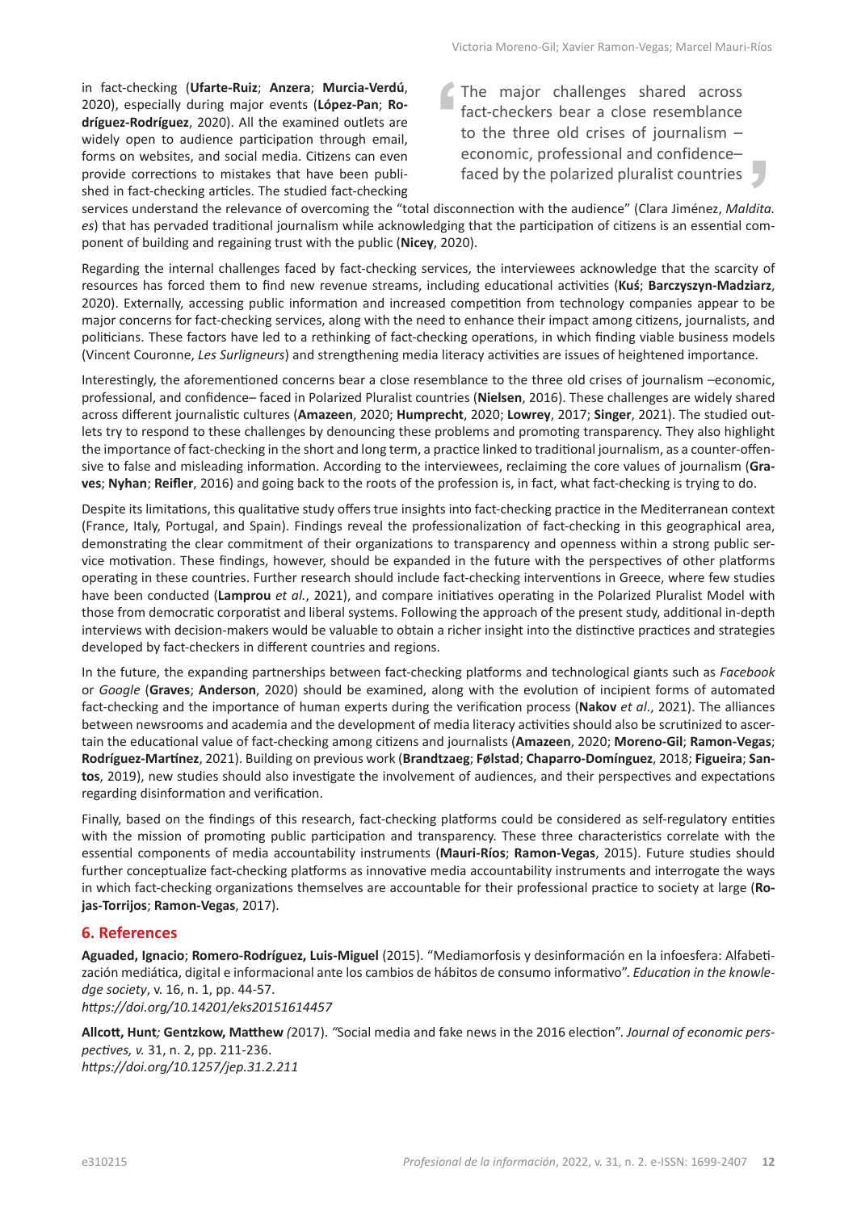in fact-checking (**Ufarte-Ruiz**; **Anzera**; **Murcia-Verdú**, 2020), especially during major events (**López-Pan**; **Rodríguez-Rodríguez**, 2020). All the examined outlets are widely open to audience participation through email, forms on websites, and social media. Citizens can even provide corrections to mistakes that have been published in fact-checking articles. The studied fact-checking services understand the relevance of overcoming the "total disconnection with the audience" (Clara Jiménez, *Maldita.es*) that has pervaded traditional journalism while acknowledging that the participation of citizens is an essential component of building and regaining trust with the public (**Nicey**, 2020).

> The major challenges shared across fact-checkers bear a close resemblance to the three old crises of journalism –economic, professional and confidence– faced by the polarized pluralist countries

Regarding the internal challenges faced by fact-checking services, the interviewees acknowledge that the scarcity of resources has forced them to find new revenue streams, including educational activities (**Kuś**; **Barczyszyn-Madziarz**, 2020). Externally, accessing public information and increased competition from technology companies appear to be major concerns for fact-checking services, along with the need to enhance their impact among citizens, journalists, and politicians. These factors have led to a rethinking of fact-checking operations, in which finding viable business models (Vincent Couronne, *Les Surligneurs*) and strengthening media literacy activities are issues of heightened importance.

Interestingly, the aforementioned concerns bear a close resemblance to the three old crises of journalism –economic, professional, and confidence– faced in Polarized Pluralist countries (**Nielsen**, 2016). These challenges are widely shared across different journalistic cultures (**Amazeen**, 2020; **Humprecht**, 2020; **Lowrey**, 2017; **Singer**, 2021). The studied outlets try to respond to these challenges by denouncing these problems and promoting transparency. They also highlight the importance of fact-checking in the short and long term, a practice linked to traditional journalism, as a counter-offensive to false and misleading information. According to the interviewees, reclaiming the core values of journalism (**Graves**; **Nyhan**; **Reifler**, 2016) and going back to the roots of the profession is, in fact, what fact-checking is trying to do.

Despite its limitations, this qualitative study offers true insights into fact-checking practice in the Mediterranean context (France, Italy, Portugal, and Spain). Findings reveal the professionalization of fact-checking in this geographical area, demonstrating the clear commitment of their organizations to transparency and openness within a strong public service motivation. These findings, however, should be expanded in the future with the perspectives of other platforms operating in these countries. Further research should include fact-checking interventions in Greece, where few studies have been conducted (**Lamprou** *et al.*, 2021), and compare initiatives operating in the Polarized Pluralist Model with those from democratic corporatist and liberal systems. Following the approach of the present study, additional in-depth interviews with decision-makers would be valuable to obtain a richer insight into the distinctive practices and strategies developed by fact-checkers in different countries and regions.

In the future, the expanding partnerships between fact-checking platforms and technological giants such as *Facebook* or *Google* (**Graves**; **Anderson**, 2020) should be examined, along with the evolution of incipient forms of automated fact-checking and the importance of human experts during the verification process (**Nakov** *et al*., 2021). The alliances between newsrooms and academia and the development of media literacy activities should also be scrutinized to ascertain the educational value of fact-checking among citizens and journalists (**Amazeen**, 2020; **Moreno-Gil**; **Ramon-Vegas**; **Rodríguez-Martínez**, 2021). Building on previous work (**Brandtzaeg**; **Følstad**; **Chaparro-Domínguez**, 2018; **Figueira**; **Santos**, 2019), new studies should also investigate the involvement of audiences, and their perspectives and expectations regarding disinformation and verification.

Finally, based on the findings of this research, fact-checking platforms could be considered as self-regulatory entities with the mission of promoting public participation and transparency. These three characteristics correlate with the essential components of media accountability instruments (**Mauri-Ríos**; **Ramon-Vegas**, 2015). Future studies should further conceptualize fact-checking platforms as innovative media accountability instruments and interrogate the ways in which fact-checking organizations themselves are accountable for their professional practice to society at large (**Rojas-Torrijos**; **Ramon-Vegas**, 2017).

## 6. References

**Aguaded, Ignacio**; **Romero-Rodríguez, Luis-Miguel** (2015). "Mediamorfosis y desinformación en la infoesfera: Alfabetización mediática, digital e informacional ante los cambios de hábitos de consumo informativo". *Education in the knowledge society*, v. 16, n. 1, pp. 44-57.
*https://doi.org/10.14201/eks20151614457*

**Allcott, Hunt**; **Gentzkow, Matthew** (2017). "Social media and fake news in the 2016 election". *Journal of economic perspectives*, v. 31, n. 2, pp. 211-236.
*https://doi.org/10.1257/jep.31.2.211*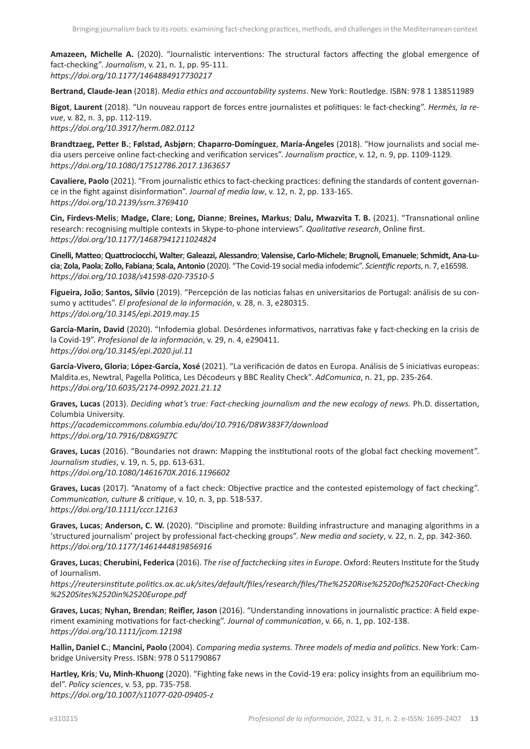**Amazeen, Michelle A.** (2020). "Journalistic interventions: The structural factors affecting the global emergence of fact-checking". *Journalism*, v. 21, n. 1, pp. 95-111.
*https://doi.org/10.1177/1464884917730217*

**Bertrand, Claude-Jean** (2018). *Media ethics and accountability systems*. New York: Routledge. ISBN: 978 1 138511989

**Bigot**, **Laurent** (2018). "Un nouveau rapport de forces entre journalistes et politiques: le fact-checking". *Hermès, la revue*, v. 82, n. 3, pp. 112-119.
*https://doi.org/10.3917/herm.082.0112*

**Brandtzaeg, Petter B.**; **Følstad, Asbjørn**; **Chaparro-Domínguez**, **María-Ángeles** (2018). "How journalists and social media users perceive online fact-checking and verification services". *Journalism practice*, v. 12, n. 9, pp. 1109-1129.
*https://doi.org/10.1080/17512786.2017.1363657*

**Cavaliere, Paolo** (2021). "From journalistic ethics to fact-checking practices: defining the standards of content governance in the fight against disinformation". *Journal of media law*, v. 12, n. 2, pp. 133-165.
*https://doi.org/10.2139/ssrn.3769410*

**Cin, Firdevs-Melis**; **Madge, Clare**; **Long, Dianne**; **Breines, Markus**; **Dalu, Mwazvita T. B.** (2021). "Transnational online research: recognising multiple contexts in Skype-to-phone interviews". *Qualitative research*, Online first.
*https://doi.org/10.1177/14687941211024824*

**Cinelli, Matteo**; **Quattrociocchi, Walter**; **Galeazzi, Alessandro**; **Valensise, Carlo-Michele**; **Brugnoli, Emanuele**; **Schmidt, Ana-Lucia**; **Zola, Paola**; **Zollo, Fabiana**; **Scala, Antonio** (2020). "The Covid-19 social media infodemic". *Scientific reports*, n. 7, e16598.
*https://doi.org/10.1038/s41598-020-73510-5*

**Figueira, João**; **Santos, Sílvio** (2019). "Percepción de las noticias falsas en universitarios de Portugal: análisis de su consumo y actitudes". *El profesional de la información*, v. 28, n. 3, e280315.
*https://doi.org/10.3145/epi.2019.may.15*

**García-Marín, David** (2020). "Infodemia global. Desórdenes informativos, narrativas fake y fact-checking en la crisis de la Covid-19". *Profesional de la información*, v. 29, n. 4, e290411.
*https://doi.org/10.3145/epi.2020.jul.11*

**García-Vivero, Gloria**; **López-García, Xosé** (2021). "La verificación de datos en Europa. Análisis de 5 iniciativas europeas: Maldita.es, Newtral, Pagella Politica, Les Décodeurs y BBC Reality Check". *AdComunica*, n. 21, pp. 235-264.
*https://doi.org/10.6035/2174-0992.2021.21.12*

**Graves, Lucas** (2013). *Deciding what's true: Fact-checking journalism and the new ecology of news.* Ph.D. dissertation, Columbia University.
*https://academiccommons.columbia.edu/doi/10.7916/D8W383F7/download*
*https://doi.org/10.7916/D8XG9Z7C*

**Graves, Lucas** (2016). "Boundaries not drawn: Mapping the institutional roots of the global fact checking movement". *Journalism studies*, v. 19, n. 5, pp. 613-631.
*https://doi.org/10.1080/1461670X.2016.1196602*

**Graves, Lucas** (2017). "Anatomy of a fact check: Objective practice and the contested epistemology of fact checking". *Communication, culture & critique*, v. 10, n. 3, pp. 518-537.
*https://doi.org/10.1111/cccr.12163*

**Graves, Lucas**; **Anderson, C. W.** (2020). "Discipline and promote: Building infrastructure and managing algorithms in a 'structured journalism' project by professional fact-checking groups". *New media and society*, v. 22, n. 2, pp. 342-360.
*https://doi.org/10.1177/1461444819856916*

**Graves, Lucas**; **Cherubini, Federica** (2016). *The rise of factchecking sites in Europe*. Oxford: Reuters Institute for the Study of Journalism.
*https://reutersinstitute.politics.ox.ac.uk/sites/default/files/research/files/The%2520Rise%2520of%2520Fact-Checking%2520Sites%2520in%2520Europe.pdf*

**Graves, Lucas**; **Nyhan, Brendan**; **Reifler, Jason** (2016). "Understanding innovations in journalistic practice: A field experiment examining motivations for fact-checking". *Journal of communication*, v. 66, n. 1, pp. 102-138.
*https://doi.org/10.1111/jcom.12198*

**Hallin, Daniel C.**; **Mancini, Paolo** (2004). *Comparing media systems. Three models of media and politics*. New York: Cambridge University Press. ISBN: 978 0 511790867

**Hartley, Kris**; **Vu, Minh-Khuong** (2020). "Fighting fake news in the Covid-19 era: policy insights from an equilibrium model". *Policy sciences*, v. 53, pp. 735-758.
*https://doi.org/10.1007/s11077-020-09405-z*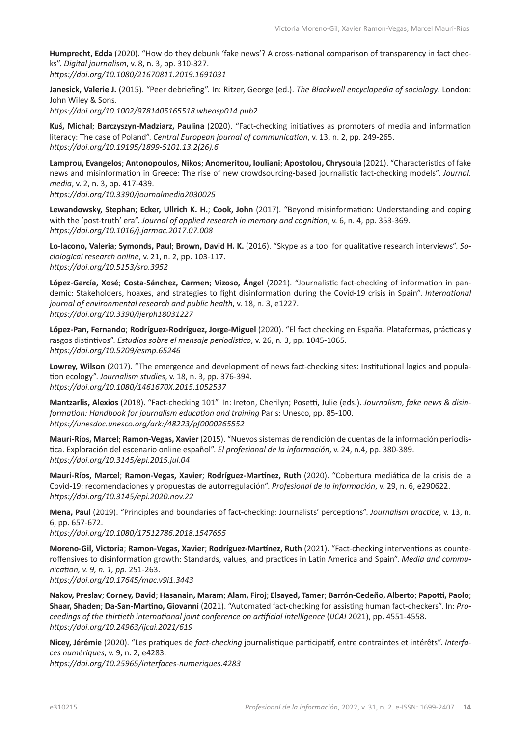**Humprecht, Edda** (2020). “How do they debunk ‘fake news’? A cross-national comparison of transparency in fact checks”. *Digital journalism*, v. 8, n. 3, pp. 310-327.
*https://doi.org/10.1080/21670811.2019.1691031*

**Janesick, Valerie J.** (2015). “Peer debriefing”. In: Ritzer, George (ed.). *The Blackwell encyclopedia of sociology*. London: John Wiley & Sons.
*https://doi.org/10.1002/9781405165518.wbeosp014.pub2*

**Kuś, Michal**; **Barczyszyn-Madziarz, Paulina** (2020). “Fact-checking initiatives as promoters of media and information literacy: The case of Poland”. *Central European journal of communication*, v. 13, n. 2, pp. 249-265.
*https://doi.org/10.19195/1899-5101.13.2(26).6*

**Lamprou, Evangelos**; **Antonopoulos, Nikos**; **Anomeritou, Iouliani**; **Apostolou, Chrysoula** (2021). “Characteristics of fake news and misinformation in Greece: The rise of new crowdsourcing-based journalistic fact-checking models”. *Journal. media*, v. 2, n. 3, pp. 417-439.
*https://doi.org/10.3390/journalmedia2030025*

**Lewandowsky, Stephan**; **Ecker, Ullrich K. H.**; **Cook, John** (2017). “Beyond misinformation: Understanding and coping with the ‘post-truth’ era”. *Journal of applied research in memory and cognition*, v. 6, n. 4, pp. 353-369.
*https://doi.org/10.1016/j.jarmac.2017.07.008*

**Lo-Iacono, Valeria**; **Symonds, Paul**; **Brown, David H. K.** (2016). “Skype as a tool for qualitative research interviews”. *Sociological research online*, v. 21, n. 2, pp. 103-117.
*https://doi.org/10.5153/sro.3952*

**López-García, Xosé**; **Costa-Sánchez, Carmen**; **Vizoso, Ángel** (2021). “Journalistic fact-checking of information in pandemic: Stakeholders, hoaxes, and strategies to fight disinformation during the Covid-19 crisis in Spain”. *International journal of environmental research and public health*, v. 18, n. 3, e1227.
*https://doi.org/10.3390/ijerph18031227*

**López-Pan, Fernando**; **Rodríguez-Rodríguez, Jorge-Miguel** (2020). “El fact checking en España. Plataformas, prácticas y rasgos distintivos”. *Estudios sobre el mensaje periodístico*, v. 26, n. 3, pp. 1045-1065.
*https://doi.org/10.5209/esmp.65246*

**Lowrey, Wilson** (2017). “The emergence and development of news fact-checking sites: Institutional logics and population ecology”. *Journalism studies*, v. 18, n. 3, pp. 376-394.
*https://doi.org/10.1080/1461670X.2015.1052537*

**Mantzarlis, Alexios** (2018). “Fact-checking 101”. In: Ireton, Cherilyn; Posetti, Julie (eds.). *Journalism, fake news & disinformation: Handbook for journalism education and training* Paris: Unesco, pp. 85-100.
*https://unesdoc.unesco.org/ark:/48223/pf0000265552*

**Mauri-Ríos, Marcel**; **Ramon-Vegas, Xavier** (2015). “Nuevos sistemas de rendición de cuentas de la información periodística. Exploración del escenario online español”. *El profesional de la información*, v. 24, n.4, pp. 380-389.
*https://doi.org/10.3145/epi.2015.jul.04*

**Mauri-Ríos, Marcel**; **Ramon-Vegas, Xavier**; **Rodríguez-Martínez, Ruth** (2020). “Cobertura mediática de la crisis de la Covid-19: recomendaciones y propuestas de autorregulación”. *Profesional de la información*, v. 29, n. 6, e290622.
*https://doi.org/10.3145/epi.2020.nov.22*

**Mena, Paul** (2019). “Principles and boundaries of fact-checking: Journalists’ perceptions”. *Journalism practice*, v. 13, n. 6, pp. 657-672.
*https://doi.org/10.1080/17512786.2018.1547655*

**Moreno-Gil, Victoria**; **Ramon-Vegas, Xavier**; **Rodríguez-Martínez, Ruth** (2021). “Fact-checking interventions as counteroffensives to disinformation growth: Standards, values, and practices in Latin America and Spain”. *Media and communication, v. 9, n. 1, pp*. 251-263.
*https://doi.org/10.17645/mac.v9i1.3443*

**Nakov, Preslav**; **Corney, David**; **Hasanain, Maram**; **Alam, Firoj**; **Elsayed, Tamer**; **Barrón-Cedeño, Alberto**; **Papotti, Paolo**; **Shaar, Shaden**; **Da-San-Martino, Giovanni** (2021). “Automated fact-checking for assisting human fact-checkers”. In: *Proceedings of the thirtieth international joint conference on artificial intelligence* (*IJCAI* 2021), pp. 4551-4558.
*https://doi.org/10.24963/ijcai.2021/619*

**Nicey, Jérémie** (2020). “Les pratiques de *fact-checking* journalistique participatif, entre contraintes et intérêts”. *Interfaces numériques*, v. 9, n. 2, e4283.
*https://doi.org/10.25965/interfaces-numeriques.4283*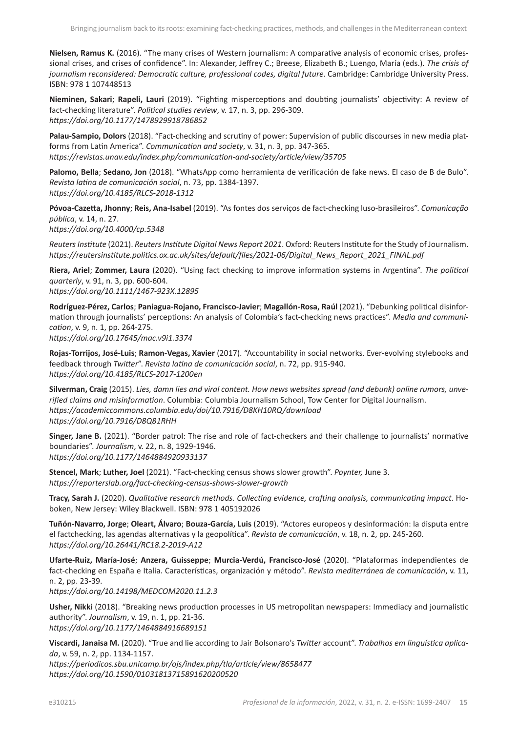**Nielsen, Ramus K.** (2016). "The many crises of Western journalism: A comparative analysis of economic crises, professional crises, and crises of confidence". In: Alexander, Jeffrey C.; Breese, Elizabeth B.; Luengo, María (eds.). *The crisis of journalism reconsidered: Democratic culture, professional codes, digital future*. Cambridge: Cambridge University Press. ISBN: 978 1 107448513

**Nieminen, Sakari**; **Rapeli, Lauri** (2019). "Fighting misperceptions and doubting journalists' objectivity: A review of fact-checking literature". *Political studies review*, v. 17, n. 3, pp. 296-309.
*https://doi.org/10.1177/1478929918786852*

**Palau-Sampio, Dolors** (2018). "Fact-checking and scrutiny of power: Supervision of public discourses in new media platforms from Latin America". *Communication and society*, v. 31, n. 3, pp. 347-365.
*https://revistas.unav.edu/index.php/communication-and-society/article/view/35705*

**Palomo, Bella**; **Sedano, Jon** (2018). "WhatsApp como herramienta de verificación de fake news. El caso de B de Bulo". *Revista latina de comunicación social*, n. 73, pp. 1384-1397.
*https://doi.org/10.4185/RLCS-2018-1312*

**Póvoa-Cazetta, Jhonny**; **Reis, Ana-Isabel** (2019). "As fontes dos serviços de fact-checking luso-brasileiros". *Comunicação pública*, v. 14, n. 27.
*https://doi.org/10.4000/cp.5348*

*Reuters Institute* (2021). *Reuters Institute Digital News Report 2021*. Oxford: Reuters Institute for the Study of Journalism.
*https://reutersinstitute.politics.ox.ac.uk/sites/default/files/2021-06/Digital_News_Report_2021_FINAL.pdf*

**Riera, Ariel**; **Zommer, Laura** (2020). "Using fact checking to improve information systems in Argentina". *The political quarterly*, v. 91, n. 3, pp. 600-604.
*https://doi.org/10.1111/1467-923X.12895*

**Rodríguez-Pérez, Carlos**; **Paniagua-Rojano, Francisco-Javier**; **Magallón-Rosa, Raúl** (2021). "Debunking political disinformation through journalists' perceptions: An analysis of Colombia's fact-checking news practices". *Media and communication*, v. 9, n. 1, pp. 264-275.
*https://doi.org/10.17645/mac.v9i1.3374*

**Rojas-Torrijos, José-Luis**; **Ramon-Vegas, Xavier** (2017). "Accountability in social networks. Ever-evolving stylebooks and feedback through *Twitter*". *Revista latina de comunicación social*, n. 72, pp. 915-940.
*https://doi.org/10.4185/RLCS-2017-1200en*

**Silverman, Craig** (2015). *Lies, damn lies and viral content. How news websites spread (and debunk) online rumors, unverified claims and misinformation*. Columbia: Columbia Journalism School, Tow Center for Digital Journalism.
*https://academiccommons.columbia.edu/doi/10.7916/D8KH10RQ/download*
*https://doi.org/10.7916/D8Q81RHH*

**Singer, Jane B.** (2021). "Border patrol: The rise and role of fact-checkers and their challenge to journalists' normative boundaries". *Journalism*, v. 22, n. 8, 1929-1946.
*https://doi.org/10.1177/1464884920933137*

**Stencel, Mark**; **Luther, Joel** (2021). "Fact-checking census shows slower growth". *Poynter,* June 3.
*https://reporterslab.org/fact-checking-census-shows-slower-growth*

**Tracy, Sarah J.** (2020). *Qualitative research methods. Collecting evidence, crafting analysis, communicating impact*. Hoboken, New Jersey: Wiley Blackwell. ISBN: 978 1 405192026

**Tuñón-Navarro, Jorge**; **Oleart, Álvaro**; **Bouza-García, Luis** (2019). "Actores europeos y desinformación: la disputa entre el factchecking, las agendas alternativas y la geopolítica". *Revista de comunicación*, v. 18, n. 2, pp. 245-260.
*https://doi.org/10.26441/RC18.2-2019-A12*

**Ufarte-Ruiz, María-José**; **Anzera, Guisseppe**; **Murcia-Verdú, Francisco-José** (2020). "Plataformas independientes de fact-checking en España e Italia. Características, organización y método". *Revista mediterránea de comunicación*, v. 11, n. 2, pp. 23-39.
*https://doi.org/10.14198/MEDCOM2020.11.2.3*

**Usher, Nikki** (2018). "Breaking news production processes in US metropolitan newspapers: Immediacy and journalistic authority". *Journalism*, v. 19, n. 1, pp. 21-36.
*https://doi.org/10.1177/1464884916689151*

**Viscardi, Janaisa M.** (2020). "True and lie according to Jair Bolsonaro's *Twitter* account". *Trabalhos em linguística aplicada*, v. 59, n. 2, pp. 1134-1157.
*https://periodicos.sbu.unicamp.br/ojs/index.php/tla/article/view/8658477*
*https://doi.org/10.1590/010318137158916202005​20*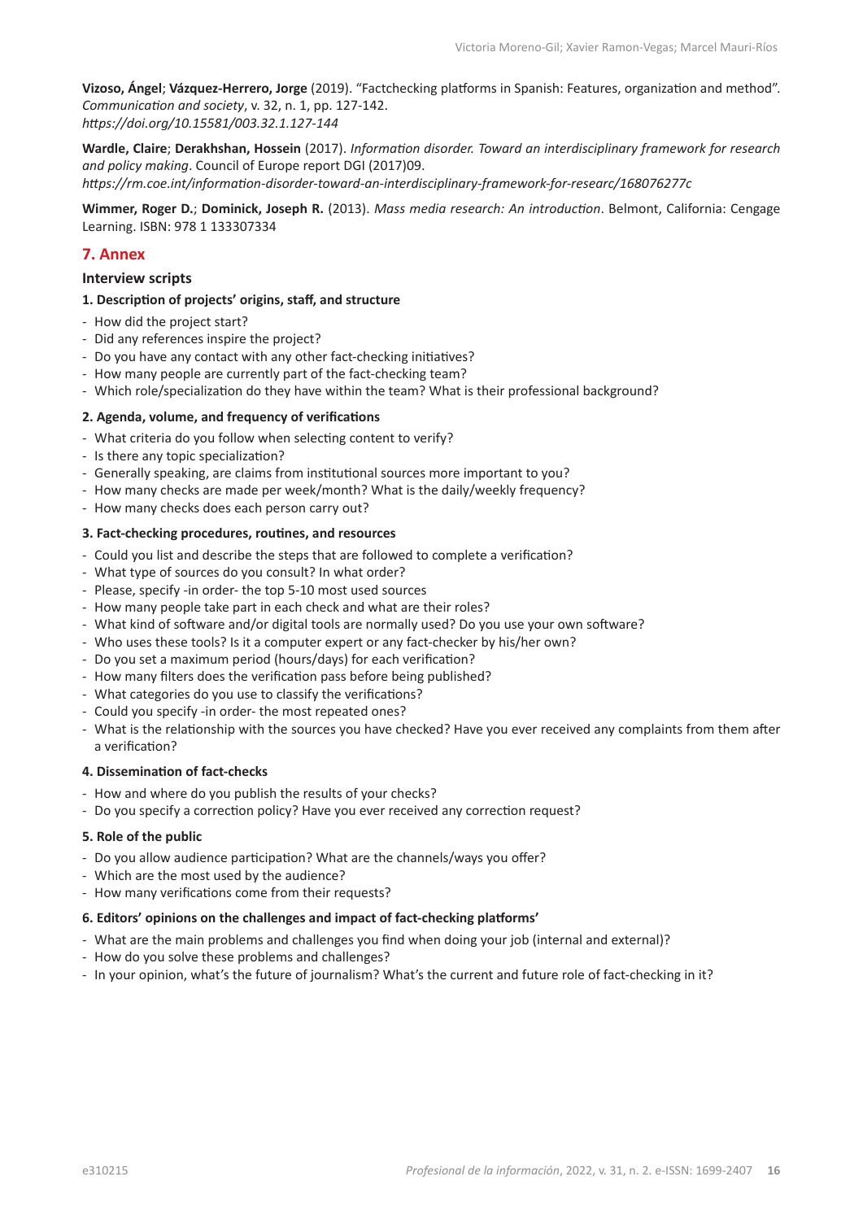**Vizoso, Ángel**; **Vázquez-Herrero, Jorge** (2019). "Factchecking platforms in Spanish: Features, organization and method". *Communication and society*, v. 32, n. 1, pp. 127-142.
*https://doi.org/10.15581/003.32.1.127-144*

**Wardle, Claire**; **Derakhshan, Hossein** (2017). *Information disorder. Toward an interdisciplinary framework for research and policy making*. Council of Europe report DGI (2017)09.
*https://rm.coe.int/information-disorder-toward-an-interdisciplinary-framework-for-researc/168076277c*

**Wimmer, Roger D.**; **Dominick, Joseph R.** (2013). *Mass media research: An introduction*. Belmont, California: Cengage Learning. ISBN: 978 1 133307334

## 7. Annex

### Interview scripts

#### 1. Description of projects' origins, staff, and structure

- How did the project start?
- Did any references inspire the project?
- Do you have any contact with any other fact-checking initiatives?
- How many people are currently part of the fact-checking team?
- Which role/specialization do they have within the team? What is their professional background?

#### 2. Agenda, volume, and frequency of verifications

- What criteria do you follow when selecting content to verify?
- Is there any topic specialization?
- Generally speaking, are claims from institutional sources more important to you?
- How many checks are made per week/month? What is the daily/weekly frequency?
- How many checks does each person carry out?

#### 3. Fact-checking procedures, routines, and resources

- Could you list and describe the steps that are followed to complete a verification?
- What type of sources do you consult? In what order?
- Please, specify -in order- the top 5-10 most used sources
- How many people take part in each check and what are their roles?
- What kind of software and/or digital tools are normally used? Do you use your own software?
- Who uses these tools? Is it a computer expert or any fact-checker by his/her own?
- Do you set a maximum period (hours/days) for each verification?
- How many filters does the verification pass before being published?
- What categories do you use to classify the verifications?
- Could you specify -in order- the most repeated ones?
- What is the relationship with the sources you have checked? Have you ever received any complaints from them after a verification?

#### 4. Dissemination of fact-checks

- How and where do you publish the results of your checks?
- Do you specify a correction policy? Have you ever received any correction request?

#### 5. Role of the public

- Do you allow audience participation? What are the channels/ways you offer?
- Which are the most used by the audience?
- How many verifications come from their requests?

#### 6. Editors' opinions on the challenges and impact of fact-checking platforms'

- What are the main problems and challenges you find when doing your job (internal and external)?
- How do you solve these problems and challenges?
- In your opinion, what's the future of journalism? What's the current and future role of fact-checking in it?